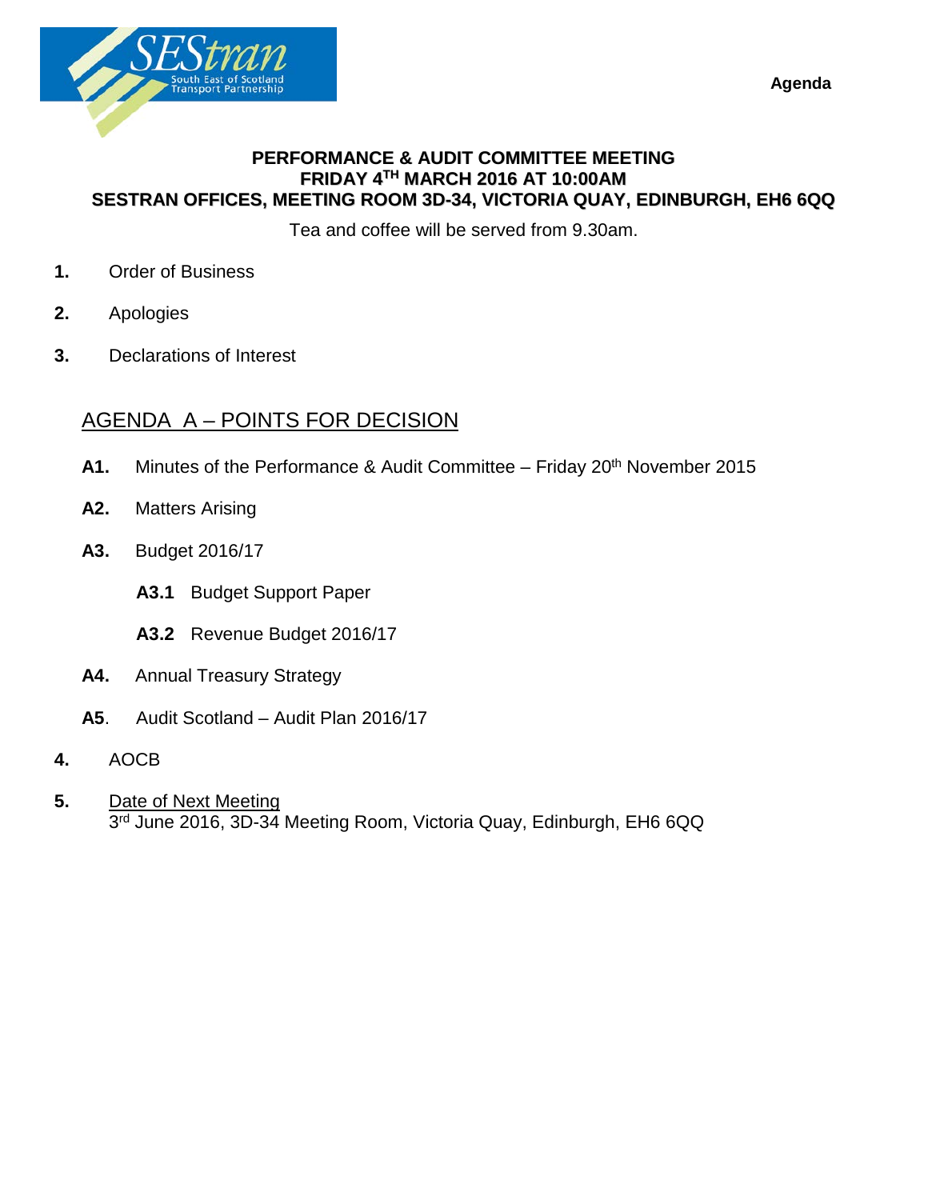SEStran
South East of Scotland Transport Partnership

**Agenda**

**PERFORMANCE & AUDIT COMMITTEE MEETING**
**FRIDAY 4TH MARCH 2016 AT 10:00AM**
**SESTRAN OFFICES, MEETING ROOM 3D-34, VICTORIA QUAY, EDINBURGH, EH6 6QQ**

Tea and coffee will be served from 9.30am.

**1.** Order of Business

**2.** Apologies

**3.** Declarations of Interest

## AGENDA A – POINTS FOR DECISION

**A1.** Minutes of the Performance & Audit Committee – Friday 20th November 2015

**A2.** Matters Arising

**A3.** Budget 2016/17

**A3.1** Budget Support Paper

**A3.2** Revenue Budget 2016/17

**A4.** Annual Treasury Strategy

**A5**. Audit Scotland – Audit Plan 2016/17

**4.** AOCB

**5.** Date of Next Meeting
3rd June 2016, 3D-34 Meeting Room, Victoria Quay, Edinburgh, EH6 6QQ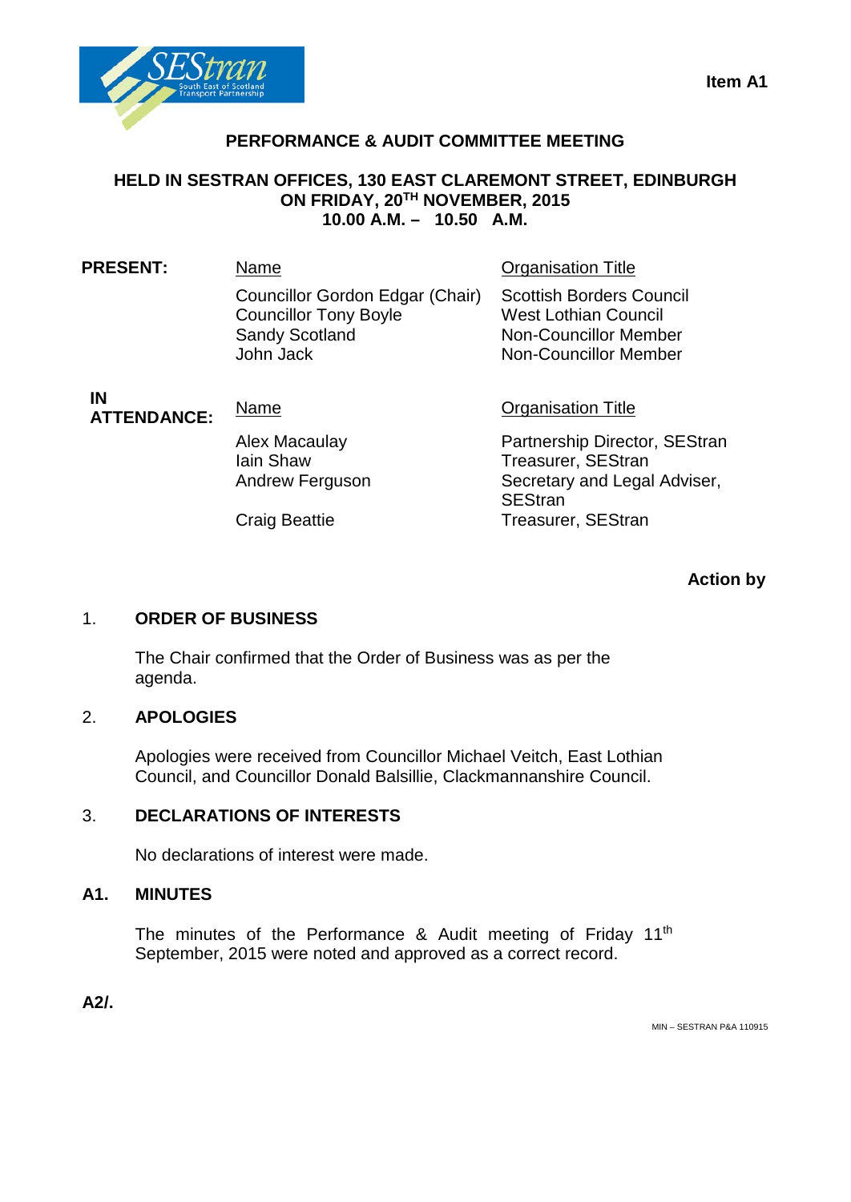Item A1

# PERFORMANCE & AUDIT COMMITTEE MEETING

## HELD IN SESTRAN OFFICES, 130 EAST CLAREMONT STREET, EDINBURGH ON FRIDAY, 20TH NOVEMBER, 2015 10.00 A.M. – 10.50 A.M.

| PRESENT: | Name | Organisation Title |
|---|---|---|
| | Councillor Gordon Edgar (Chair) | Scottish Borders Council |
| | Councillor Tony Boyle | West Lothian Council |
| | Sandy Scotland | Non-Councillor Member |
| | John Jack | Non-Councillor Member |

| IN ATTENDANCE: | Name | Organisation Title |
|---|---|---|
| | Alex Macaulay | Partnership Director, SEStran |
| | Iain Shaw | Treasurer, SEStran |
| | Andrew Ferguson | Secretary and Legal Adviser, SEStran |
| | Craig Beattie | Treasurer, SEStran |

**Action by**

**1. ORDER OF BUSINESS**

The Chair confirmed that the Order of Business was as per the agenda.

**2. APOLOGIES**

Apologies were received from Councillor Michael Veitch, East Lothian Council, and Councillor Donald Balsillie, Clackmannanshire Council.

**3. DECLARATIONS OF INTERESTS**

No declarations of interest were made.

**A1. MINUTES**

The minutes of the Performance & Audit meeting of Friday 11th September, 2015 were noted and approved as a correct record.

**A2/.**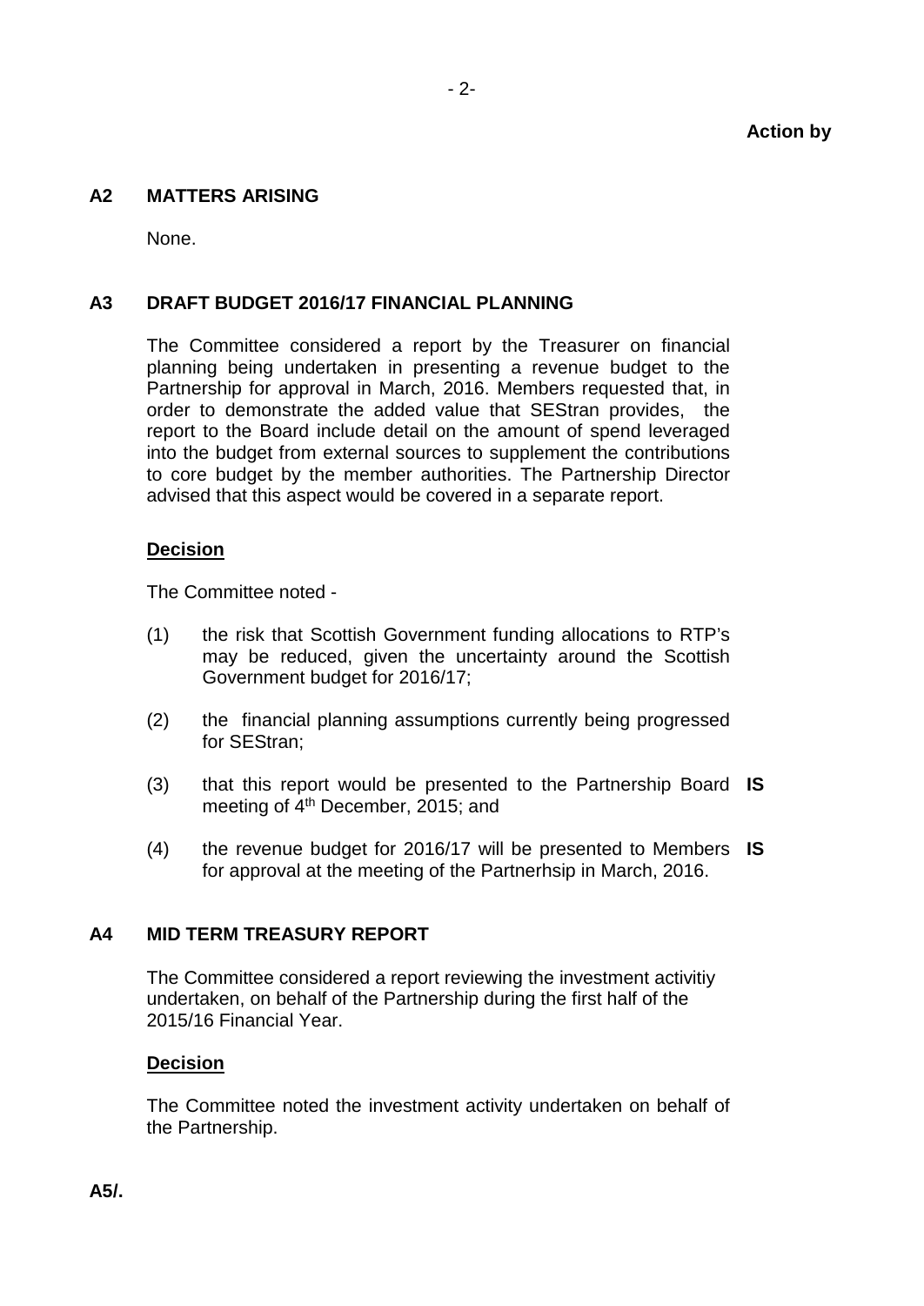**Action by**

## A2 MATTERS ARISING

None.

## A3 DRAFT BUDGET 2016/17 FINANCIAL PLANNING

The Committee considered a report by the Treasurer on financial planning being undertaken in presenting a revenue budget to the Partnership for approval in March, 2016. Members requested that, in order to demonstrate the added value that SEStran provides, the report to the Board include detail on the amount of spend leveraged into the budget from external sources to supplement the contributions to core budget by the member authorities. The Partnership Director advised that this aspect would be covered in a separate report.

**Decision**

The Committee noted -

(1) the risk that Scottish Government funding allocations to RTP's may be reduced, given the uncertainty around the Scottish Government budget for 2016/17;

(2) the financial planning assumptions currently being progressed for SEStran;

(3) that this report would be presented to the Partnership Board meeting of 4th December, 2015; and **IS**

(4) the revenue budget for 2016/17 will be presented to Members for approval at the meeting of the Partnerhsip in March, 2016. **IS**

## A4 MID TERM TREASURY REPORT

The Committee considered a report reviewing the investment activitiy undertaken, on behalf of the Partnership during the first half of the 2015/16 Financial Year.

**Decision**

The Committee noted the investment activity undertaken on behalf of the Partnership.

**A5/.**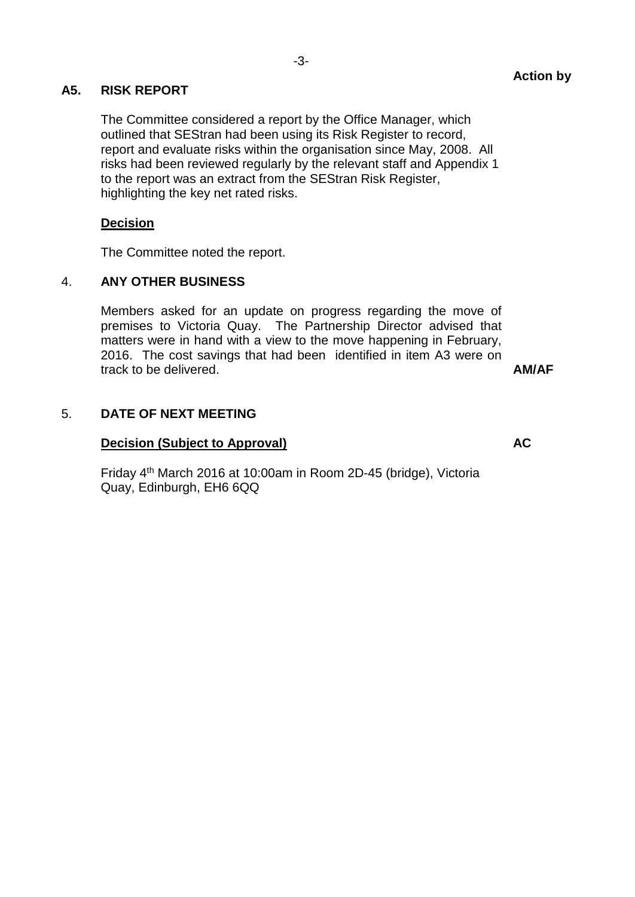**Action by**

**A5. RISK REPORT**

The Committee considered a report by the Office Manager, which outlined that SEStran had been using its Risk Register to record, report and evaluate risks within the organisation since May, 2008. All risks had been reviewed regularly by the relevant staff and Appendix 1 to the report was an extract from the SEStran Risk Register, highlighting the key net rated risks.

**Decision**

The Committee noted the report.

4. **ANY OTHER BUSINESS**

Members asked for an update on progress regarding the move of premises to Victoria Quay. The Partnership Director advised that matters were in hand with a view to the move happening in February, 2016. The cost savings that had been identified in item A3 were on track to be delivered. **AM/AF**

5. **DATE OF NEXT MEETING**

**Decision (Subject to Approval)** **AC**

Friday 4th March 2016 at 10:00am in Room 2D-45 (bridge), Victoria Quay, Edinburgh, EH6 6QQ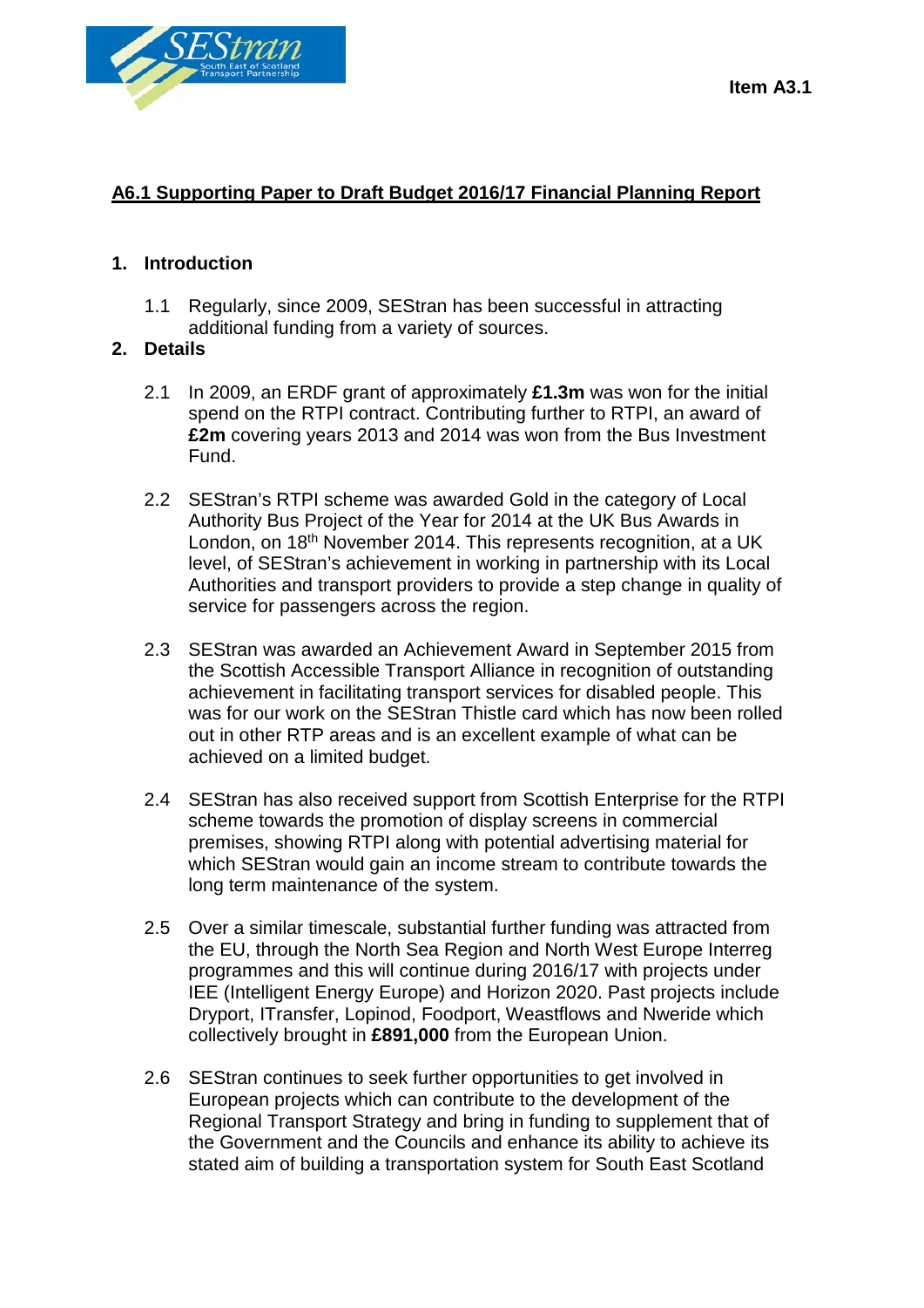Item A3.1

## A6.1 Supporting Paper to Draft Budget 2016/17 Financial Planning Report

### 1. Introduction

1.1 Regularly, since 2009, SEStran has been successful in attracting additional funding from a variety of sources.

### 2. Details

2.1 In 2009, an ERDF grant of approximately **£1.3m** was won for the initial spend on the RTPI contract. Contributing further to RTPI, an award of **£2m** covering years 2013 and 2014 was won from the Bus Investment Fund.

2.2 SEStran's RTPI scheme was awarded Gold in the category of Local Authority Bus Project of the Year for 2014 at the UK Bus Awards in London, on 18th November 2014. This represents recognition, at a UK level, of SEStran's achievement in working in partnership with its Local Authorities and transport providers to provide a step change in quality of service for passengers across the region.

2.3 SEStran was awarded an Achievement Award in September 2015 from the Scottish Accessible Transport Alliance in recognition of outstanding achievement in facilitating transport services for disabled people. This was for our work on the SEStran Thistle card which has now been rolled out in other RTP areas and is an excellent example of what can be achieved on a limited budget.

2.4 SEStran has also received support from Scottish Enterprise for the RTPI scheme towards the promotion of display screens in commercial premises, showing RTPI along with potential advertising material for which SEStran would gain an income stream to contribute towards the long term maintenance of the system.

2.5 Over a similar timescale, substantial further funding was attracted from the EU, through the North Sea Region and North West Europe Interreg programmes and this will continue during 2016/17 with projects under IEE (Intelligent Energy Europe) and Horizon 2020. Past projects include Dryport, ITransfer, Lopinod, Foodport, Weastflows and Nweride which collectively brought in **£891,000** from the European Union.

2.6 SEStran continues to seek further opportunities to get involved in European projects which can contribute to the development of the Regional Transport Strategy and bring in funding to supplement that of the Government and the Councils and enhance its ability to achieve its stated aim of building a transportation system for South East Scotland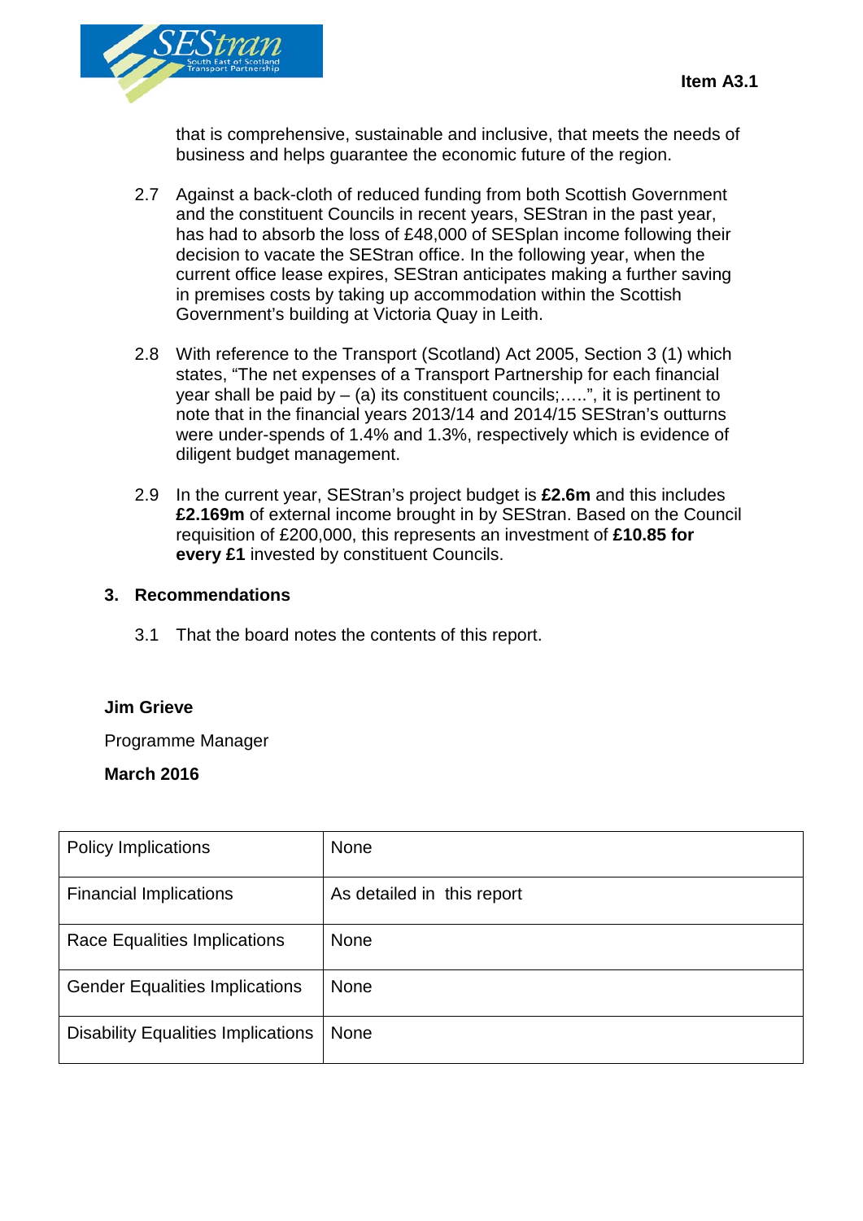that is comprehensive, sustainable and inclusive, that meets the needs of business and helps guarantee the economic future of the region.

2.7 Against a back-cloth of reduced funding from both Scottish Government and the constituent Councils in recent years, SEStran in the past year, has had to absorb the loss of £48,000 of SESplan income following their decision to vacate the SEStran office. In the following year, when the current office lease expires, SEStran anticipates making a further saving in premises costs by taking up accommodation within the Scottish Government's building at Victoria Quay in Leith.

2.8 With reference to the Transport (Scotland) Act 2005, Section 3 (1) which states, "The net expenses of a Transport Partnership for each financial year shall be paid by – (a) its constituent councils;…..", it is pertinent to note that in the financial years 2013/14 and 2014/15 SEStran's outturns were under-spends of 1.4% and 1.3%, respectively which is evidence of diligent budget management.

2.9 In the current year, SEStran's project budget is **£2.6m** and this includes **£2.169m** of external income brought in by SEStran. Based on the Council requisition of £200,000, this represents an investment of **£10.85 for every £1** invested by constituent Councils.

## 3. Recommendations

3.1 That the board notes the contents of this report.

**Jim Grieve**

Programme Manager

**March 2016**

| Policy Implications | None |
|---|---|
| Financial Implications | As detailed in this report |
| Race Equalities Implications | None |
| Gender Equalities Implications | None |
| Disability Equalities Implications | None |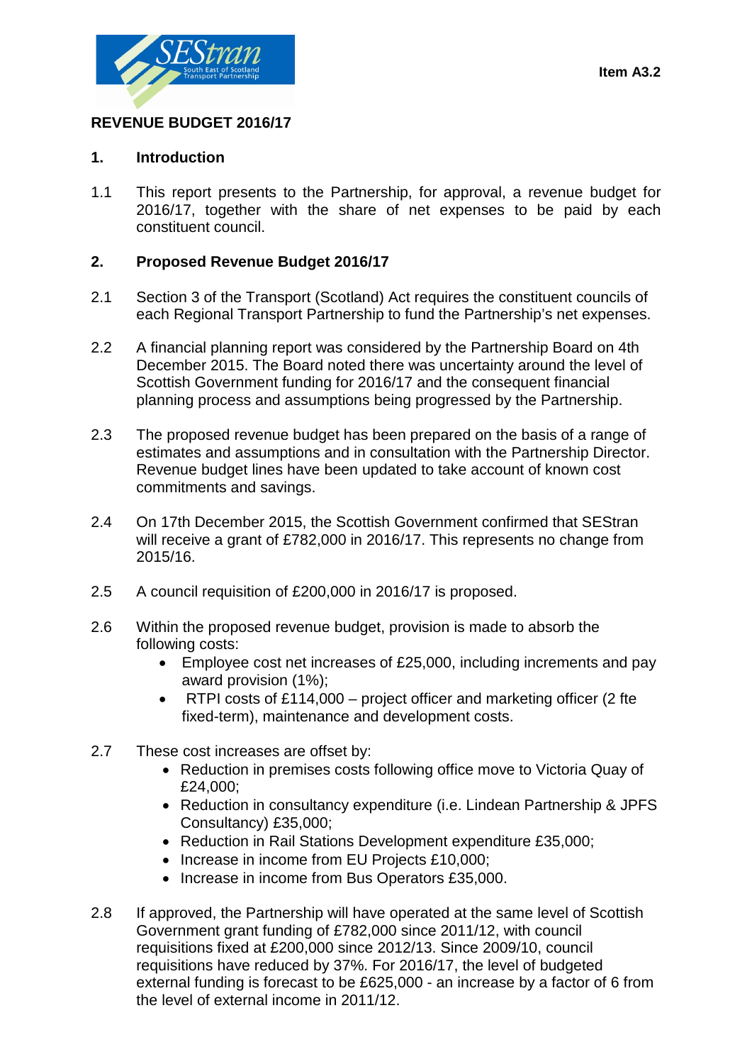Item A3.2

# REVENUE BUDGET 2016/17

## 1. Introduction

1.1 This report presents to the Partnership, for approval, a revenue budget for 2016/17, together with the share of net expenses to be paid by each constituent council.

## 2. Proposed Revenue Budget 2016/17

2.1 Section 3 of the Transport (Scotland) Act requires the constituent councils of each Regional Transport Partnership to fund the Partnership's net expenses.

2.2 A financial planning report was considered by the Partnership Board on 4th December 2015. The Board noted there was uncertainty around the level of Scottish Government funding for 2016/17 and the consequent financial planning process and assumptions being progressed by the Partnership.

2.3 The proposed revenue budget has been prepared on the basis of a range of estimates and assumptions and in consultation with the Partnership Director. Revenue budget lines have been updated to take account of known cost commitments and savings.

2.4 On 17th December 2015, the Scottish Government confirmed that SEStran will receive a grant of £782,000 in 2016/17. This represents no change from 2015/16.

2.5 A council requisition of £200,000 in 2016/17 is proposed.

2.6 Within the proposed revenue budget, provision is made to absorb the following costs:

- Employee cost net increases of £25,000, including increments and pay award provision (1%);
- RTPI costs of £114,000 – project officer and marketing officer (2 fte fixed-term), maintenance and development costs.

2.7 These cost increases are offset by:

- Reduction in premises costs following office move to Victoria Quay of £24,000;
- Reduction in consultancy expenditure (i.e. Lindean Partnership & JPFS Consultancy) £35,000;
- Reduction in Rail Stations Development expenditure £35,000;
- Increase in income from EU Projects £10,000;
- Increase in income from Bus Operators £35,000.

2.8 If approved, the Partnership will have operated at the same level of Scottish Government grant funding of £782,000 since 2011/12, with council requisitions fixed at £200,000 since 2012/13. Since 2009/10, council requisitions have reduced by 37%. For 2016/17, the level of budgeted external funding is forecast to be £625,000 - an increase by a factor of 6 from the level of external income in 2011/12.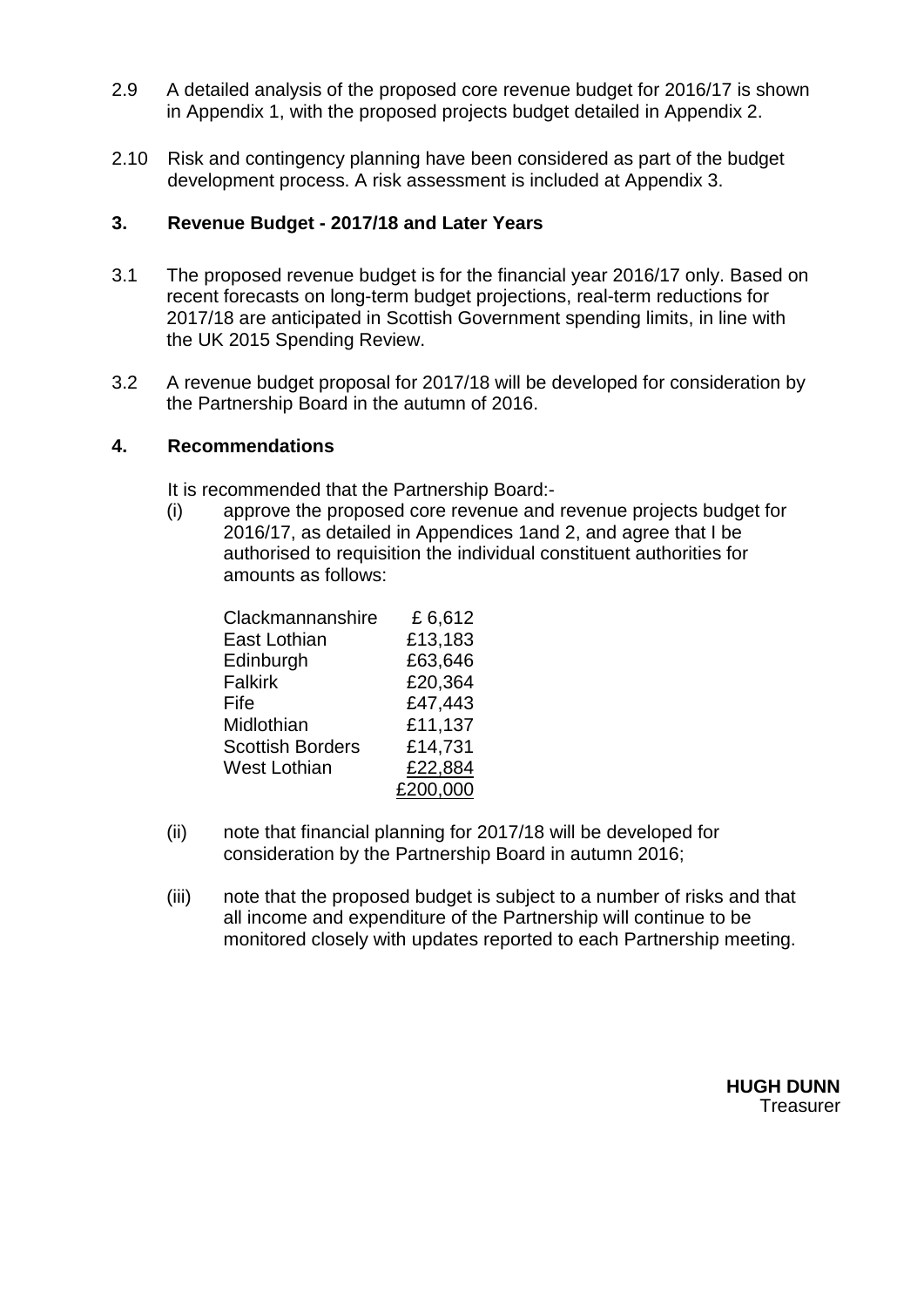2.9 A detailed analysis of the proposed core revenue budget for 2016/17 is shown in Appendix 1, with the proposed projects budget detailed in Appendix 2.

2.10 Risk and contingency planning have been considered as part of the budget development process. A risk assessment is included at Appendix 3.

## 3. Revenue Budget - 2017/18 and Later Years

3.1 The proposed revenue budget is for the financial year 2016/17 only. Based on recent forecasts on long-term budget projections, real-term reductions for 2017/18 are anticipated in Scottish Government spending limits, in line with the UK 2015 Spending Review.

3.2 A revenue budget proposal for 2017/18 will be developed for consideration by the Partnership Board in the autumn of 2016.

## 4. Recommendations

It is recommended that the Partnership Board:-

(i) approve the proposed core revenue and revenue projects budget for 2016/17, as detailed in Appendices 1and 2, and agree that I be authorised to requisition the individual constituent authorities for amounts as follows:

| | |
|---|---|
| Clackmannanshire | £ 6,612 |
| East Lothian | £13,183 |
| Edinburgh | £63,646 |
| Falkirk | £20,364 |
| Fife | £47,443 |
| Midlothian | £11,137 |
| Scottish Borders | £14,731 |
| West Lothian | £22,884 |
| | £200,000 |

(ii) note that financial planning for 2017/18 will be developed for consideration by the Partnership Board in autumn 2016;

(iii) note that the proposed budget is subject to a number of risks and that all income and expenditure of the Partnership will continue to be monitored closely with updates reported to each Partnership meeting.

**HUGH DUNN**
Treasurer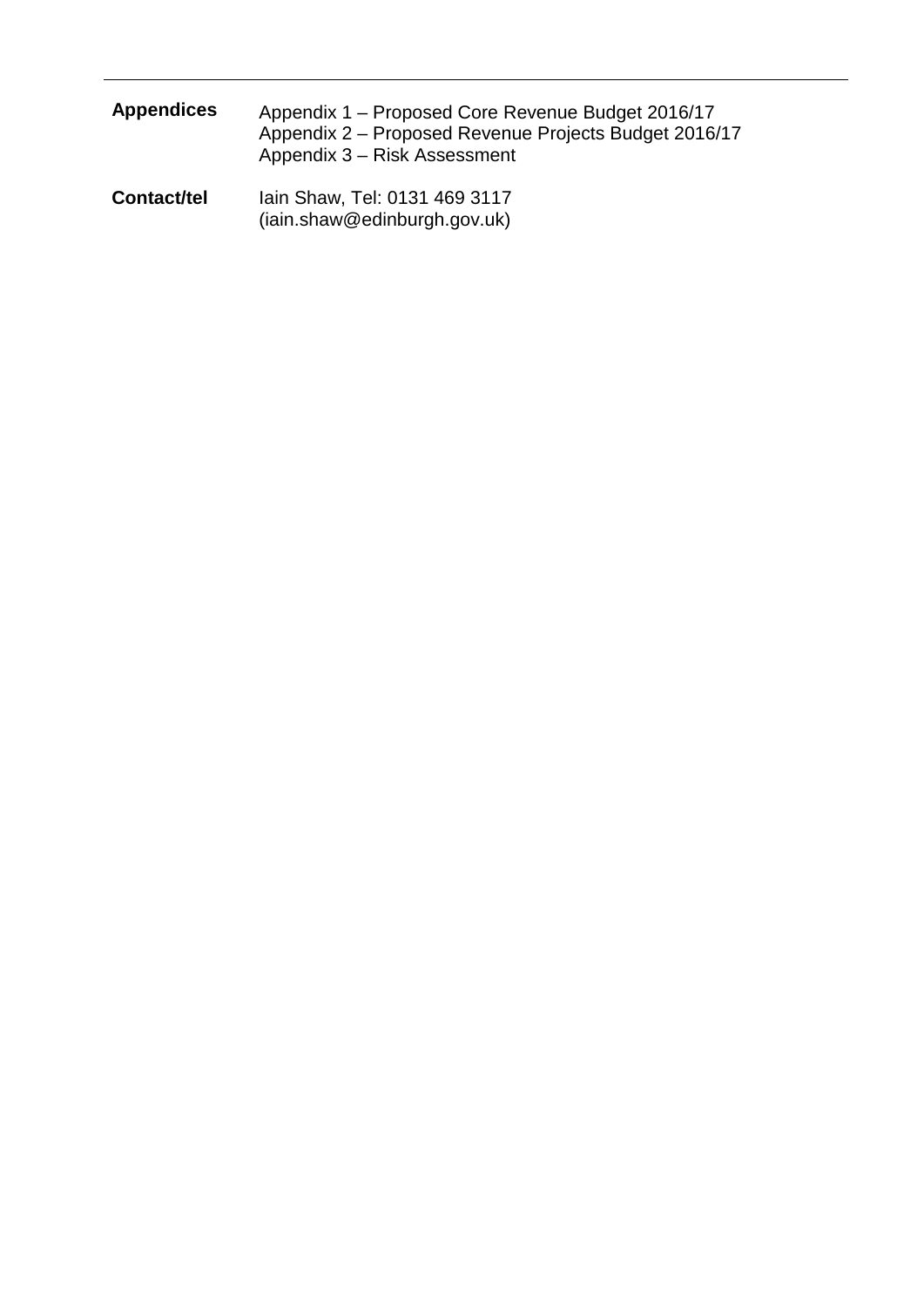---

| | |
|---|---|
| **Appendices** | Appendix 1 – Proposed Core Revenue Budget 2016/17<br>Appendix 2 – Proposed Revenue Projects Budget 2016/17<br>Appendix 3 – Risk Assessment |
| **Contact/tel** | Iain Shaw, Tel: 0131 469 3117<br>(iain.shaw@edinburgh.gov.uk) |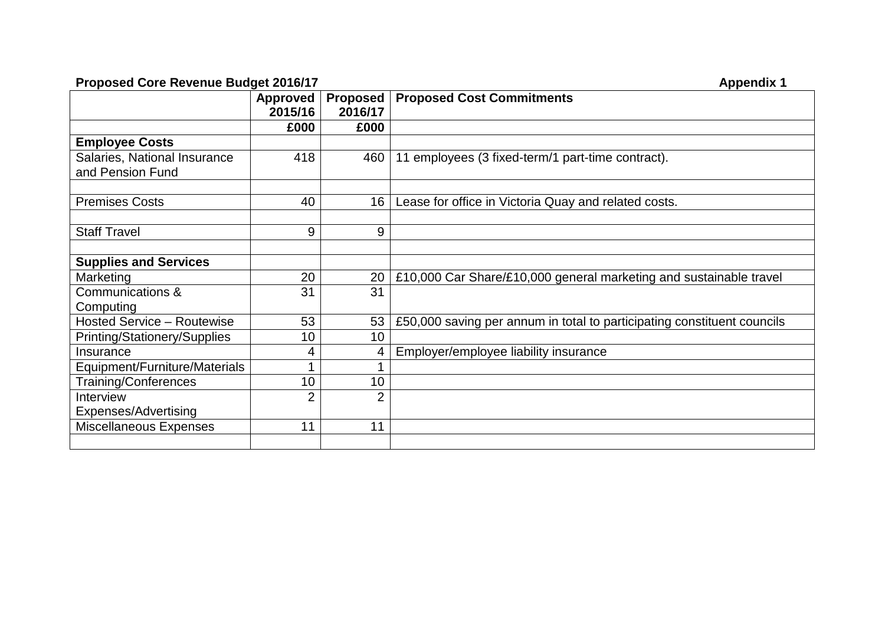**Proposed Core Revenue Budget 2016/17** **Appendix 1**

| | Approved 2015/16 | Proposed 2016/17 | Proposed Cost Commitments |
|---|---|---|---|
| | **£000** | **£000** | |
| **Employee Costs** | | | |
| Salaries, National Insurance and Pension Fund | 418 | 460 | 11 employees (3 fixed-term/1 part-time contract). |
| | | | |
| Premises Costs | 40 | 16 | Lease for office in Victoria Quay and related costs. |
| | | | |
| Staff Travel | 9 | 9 | |
| | | | |
| **Supplies and Services** | | | |
| Marketing | 20 | 20 | £10,000 Car Share/£10,000 general marketing and sustainable travel |
| Communications & Computing | 31 | 31 | |
| Hosted Service – Routewise | 53 | 53 | £50,000 saving per annum in total to participating constituent councils |
| Printing/Stationery/Supplies | 10 | 10 | |
| Insurance | 4 | 4 | Employer/employee liability insurance |
| Equipment/Furniture/Materials | 1 | 1 | |
| Training/Conferences | 10 | 10 | |
| Interview Expenses/Advertising | 2 | 2 | |
| Miscellaneous Expenses | 11 | 11 | |
| | | | |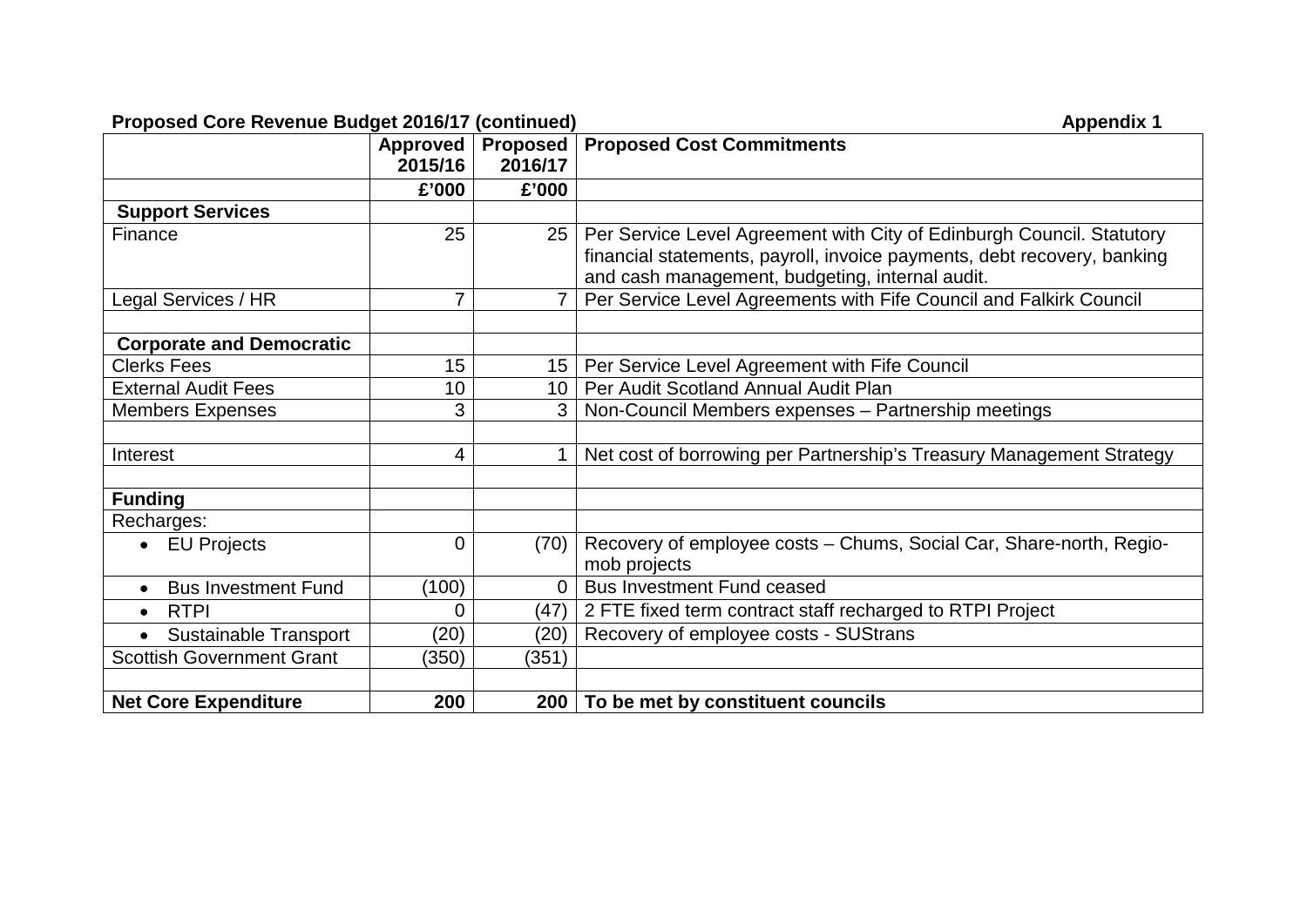**Proposed Core Revenue Budget 2016/17 (continued)** **Appendix 1**

| | Approved 2015/16 | Proposed 2016/17 | Proposed Cost Commitments |
|---|---|---|---|
| | £'000 | £'000 | |
| **Support Services** | | | |
| Finance | 25 | 25 | Per Service Level Agreement with City of Edinburgh Council. Statutory financial statements, payroll, invoice payments, debt recovery, banking and cash management, budgeting, internal audit. |
| Legal Services / HR | 7 | 7 | Per Service Level Agreements with Fife Council and Falkirk Council |
| | | | |
| **Corporate and Democratic** | | | |
| Clerks Fees | 15 | 15 | Per Service Level Agreement with Fife Council |
| External Audit Fees | 10 | 10 | Per Audit Scotland Annual Audit Plan |
| Members Expenses | 3 | 3 | Non-Council Members expenses – Partnership meetings |
| | | | |
| Interest | 4 | 1 | Net cost of borrowing per Partnership's Treasury Management Strategy |
| | | | |
| **Funding** | | | |
| Recharges: | | | |
| • EU Projects | 0 | (70) | Recovery of employee costs – Chums, Social Car, Share-north, Regio-mob projects |
| • Bus Investment Fund | (100) | 0 | Bus Investment Fund ceased |
| • RTPI | 0 | (47) | 2 FTE fixed term contract staff recharged to RTPI Project |
| • Sustainable Transport | (20) | (20) | Recovery of employee costs - SUStrans |
| Scottish Government Grant | (350) | (351) | |
| | | | |
| **Net Core Expenditure** | **200** | **200** | **To be met by constituent councils** |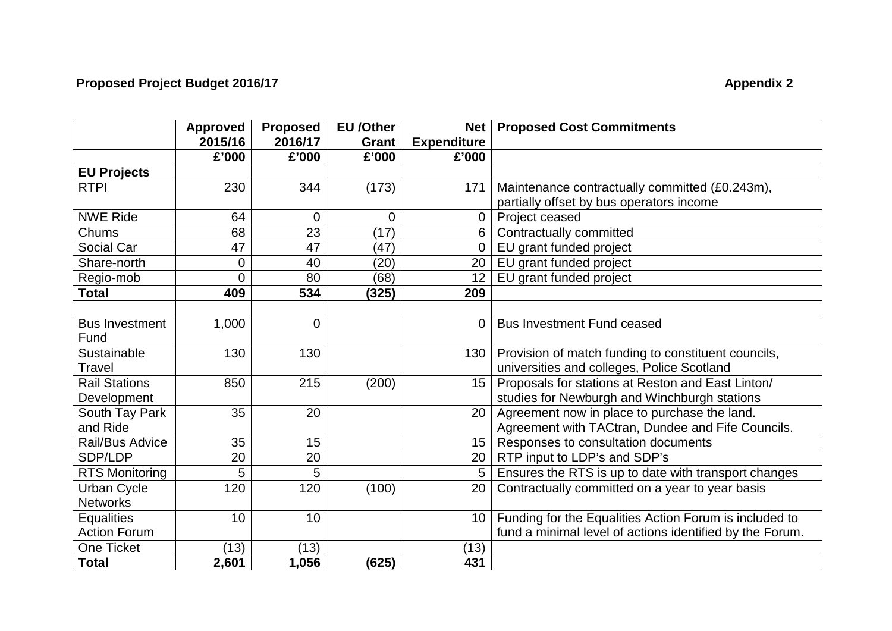**Proposed Project Budget 2016/17** **Appendix 2**

| | Approved 2015/16 | Proposed 2016/17 | EU /Other Grant | Net Expenditure | Proposed Cost Commitments |
|---|---|---|---|---|---|
| | £'000 | £'000 | £'000 | £'000 | |
| **EU Projects** | | | | | |
| RTPI | 230 | 344 | (173) | 171 | Maintenance contractually committed (£0.243m), partially offset by bus operators income |
| NWE Ride | 64 | 0 | 0 | 0 | Project ceased |
| Chums | 68 | 23 | (17) | 6 | Contractually committed |
| Social Car | 47 | 47 | (47) | 0 | EU grant funded project |
| Share-north | 0 | 40 | (20) | 20 | EU grant funded project |
| Regio-mob | 0 | 80 | (68) | 12 | EU grant funded project |
| **Total** | **409** | **534** | **(325)** | **209** | |
| | | | | | |
| Bus Investment Fund | 1,000 | 0 | | 0 | Bus Investment Fund ceased |
| Sustainable Travel | 130 | 130 | | 130 | Provision of match funding to constituent councils, universities and colleges, Police Scotland |
| Rail Stations Development | 850 | 215 | (200) | 15 | Proposals for stations at Reston and East Linton/ studies for Newburgh and Winchburgh stations |
| South Tay Park and Ride | 35 | 20 | | 20 | Agreement now in place to purchase the land. Agreement with TACtran, Dundee and Fife Councils. |
| Rail/Bus Advice | 35 | 15 | | 15 | Responses to consultation documents |
| SDP/LDP | 20 | 20 | | 20 | RTP input to LDP's and SDP's |
| RTS Monitoring | 5 | 5 | | 5 | Ensures the RTS is up to date with transport changes |
| Urban Cycle Networks | 120 | 120 | (100) | 20 | Contractually committed on a year to year basis |
| Equalities Action Forum | 10 | 10 | | 10 | Funding for the Equalities Action Forum is included to fund a minimal level of actions identified by the Forum. |
| One Ticket | (13) | (13) | | (13) | |
| **Total** | **2,601** | **1,056** | **(625)** | **431** | |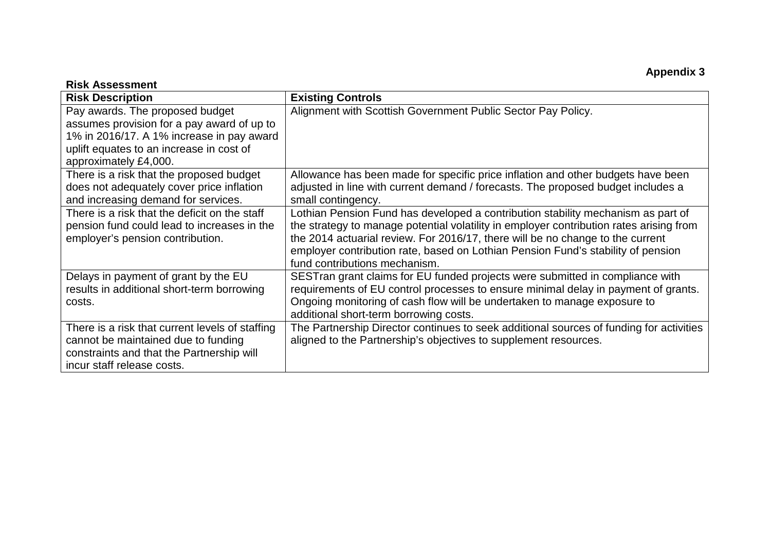**Appendix 3**

**Risk Assessment**

| Risk Description | Existing Controls |
|---|---|
| Pay awards. The proposed budget assumes provision for a pay award of up to 1% in 2016/17. A 1% increase in pay award uplift equates to an increase in cost of approximately £4,000. | Alignment with Scottish Government Public Sector Pay Policy. |
| There is a risk that the proposed budget does not adequately cover price inflation and increasing demand for services. | Allowance has been made for specific price inflation and other budgets have been adjusted in line with current demand / forecasts. The proposed budget includes a small contingency. |
| There is a risk that the deficit on the staff pension fund could lead to increases in the employer's pension contribution. | Lothian Pension Fund has developed a contribution stability mechanism as part of the strategy to manage potential volatility in employer contribution rates arising from the 2014 actuarial review. For 2016/17, there will be no change to the current employer contribution rate, based on Lothian Pension Fund's stability of pension fund contributions mechanism. |
| Delays in payment of grant by the EU results in additional short-term borrowing costs. | SESTran grant claims for EU funded projects were submitted in compliance with requirements of EU control processes to ensure minimal delay in payment of grants. Ongoing monitoring of cash flow will be undertaken to manage exposure to additional short-term borrowing costs. |
| There is a risk that current levels of staffing cannot be maintained due to funding constraints and that the Partnership will incur staff release costs. | The Partnership Director continues to seek additional sources of funding for activities aligned to the Partnership's objectives to supplement resources. |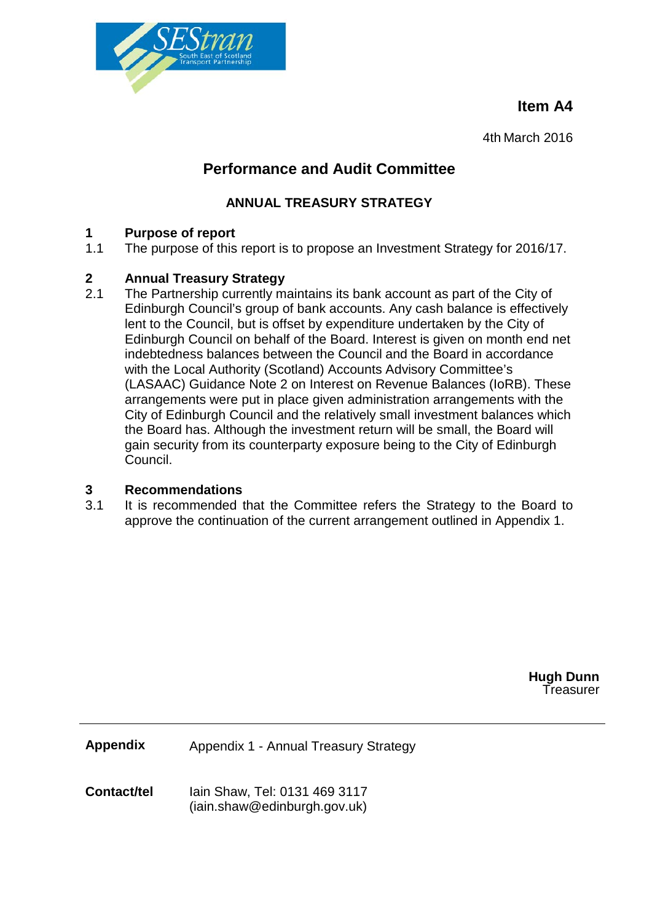**Item A4**

4th March 2016

# Performance and Audit Committee

## ANNUAL TREASURY STRATEGY

**1 Purpose of report**

1.1 The purpose of this report is to propose an Investment Strategy for 2016/17.

**2 Annual Treasury Strategy**

2.1 The Partnership currently maintains its bank account as part of the City of Edinburgh Council's group of bank accounts. Any cash balance is effectively lent to the Council, but is offset by expenditure undertaken by the City of Edinburgh Council on behalf of the Board. Interest is given on month end net indebtedness balances between the Council and the Board in accordance with the Local Authority (Scotland) Accounts Advisory Committee's (LASAAC) Guidance Note 2 on Interest on Revenue Balances (IoRB). These arrangements were put in place given administration arrangements with the City of Edinburgh Council and the relatively small investment balances which the Board has. Although the investment return will be small, the Board will gain security from its counterparty exposure being to the City of Edinburgh Council.

**3 Recommendations**

3.1 It is recommended that the Committee refers the Strategy to the Board to approve the continuation of the current arrangement outlined in Appendix 1.

**Hugh Dunn**
Treasurer

---

**Appendix** Appendix 1 - Annual Treasury Strategy

**Contact/tel** Iain Shaw, Tel: 0131 469 3117
(iain.shaw@edinburgh.gov.uk)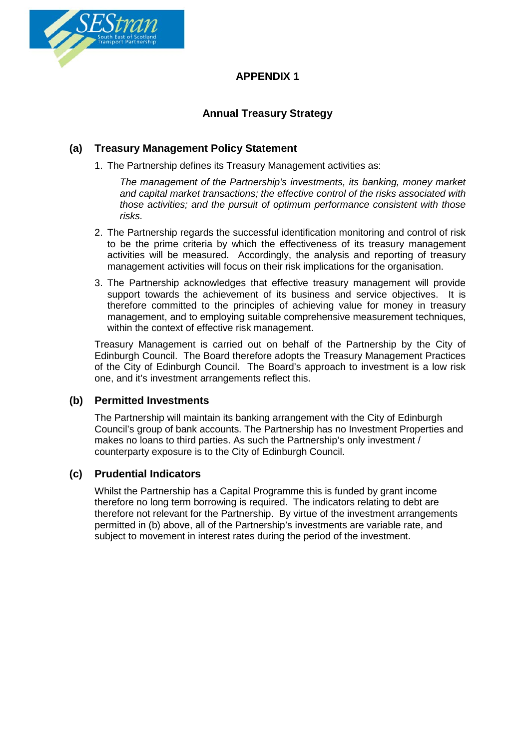# APPENDIX 1

## Annual Treasury Strategy

### (a) Treasury Management Policy Statement

1. The Partnership defines its Treasury Management activities as:

   *The management of the Partnership's investments, its banking, money market and capital market transactions; the effective control of the risks associated with those activities; and the pursuit of optimum performance consistent with those risks.*

2. The Partnership regards the successful identification monitoring and control of risk to be the prime criteria by which the effectiveness of its treasury management activities will be measured. Accordingly, the analysis and reporting of treasury management activities will focus on their risk implications for the organisation.

3. The Partnership acknowledges that effective treasury management will provide support towards the achievement of its business and service objectives. It is therefore committed to the principles of achieving value for money in treasury management, and to employing suitable comprehensive measurement techniques, within the context of effective risk management.

Treasury Management is carried out on behalf of the Partnership by the City of Edinburgh Council. The Board therefore adopts the Treasury Management Practices of the City of Edinburgh Council. The Board's approach to investment is a low risk one, and it's investment arrangements reflect this.

### (b) Permitted Investments

The Partnership will maintain its banking arrangement with the City of Edinburgh Council's group of bank accounts. The Partnership has no Investment Properties and makes no loans to third parties. As such the Partnership's only investment / counterparty exposure is to the City of Edinburgh Council.

### (c) Prudential Indicators

Whilst the Partnership has a Capital Programme this is funded by grant income therefore no long term borrowing is required. The indicators relating to debt are therefore not relevant for the Partnership. By virtue of the investment arrangements permitted in (b) above, all of the Partnership's investments are variable rate, and subject to movement in interest rates during the period of the investment.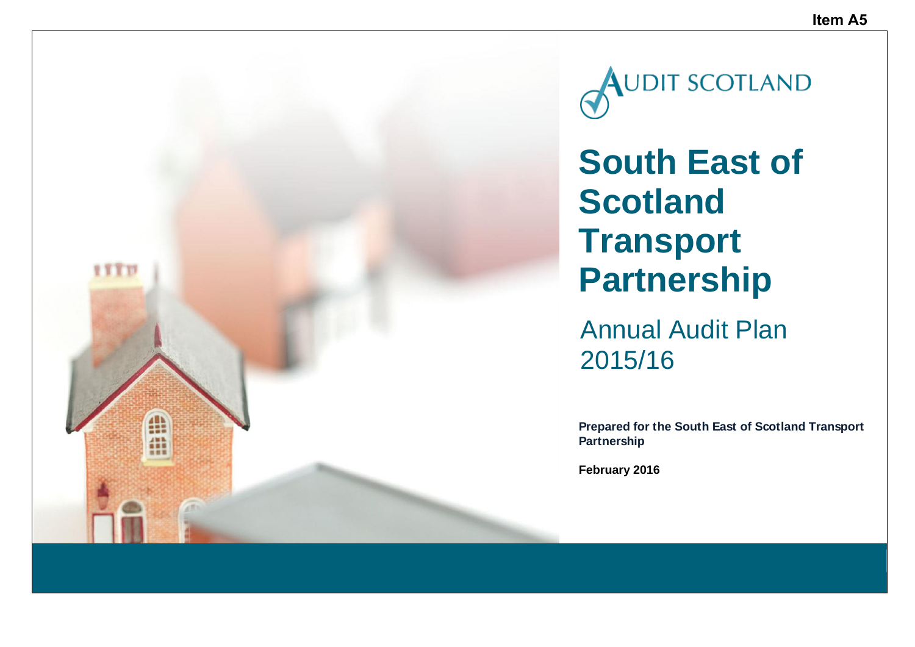Item A5

AUDIT SCOTLAND

# South East of Scotland Transport Partnership

## Annual Audit Plan 2015/16

**Prepared for the South East of Scotland Transport Partnership**

**February 2016**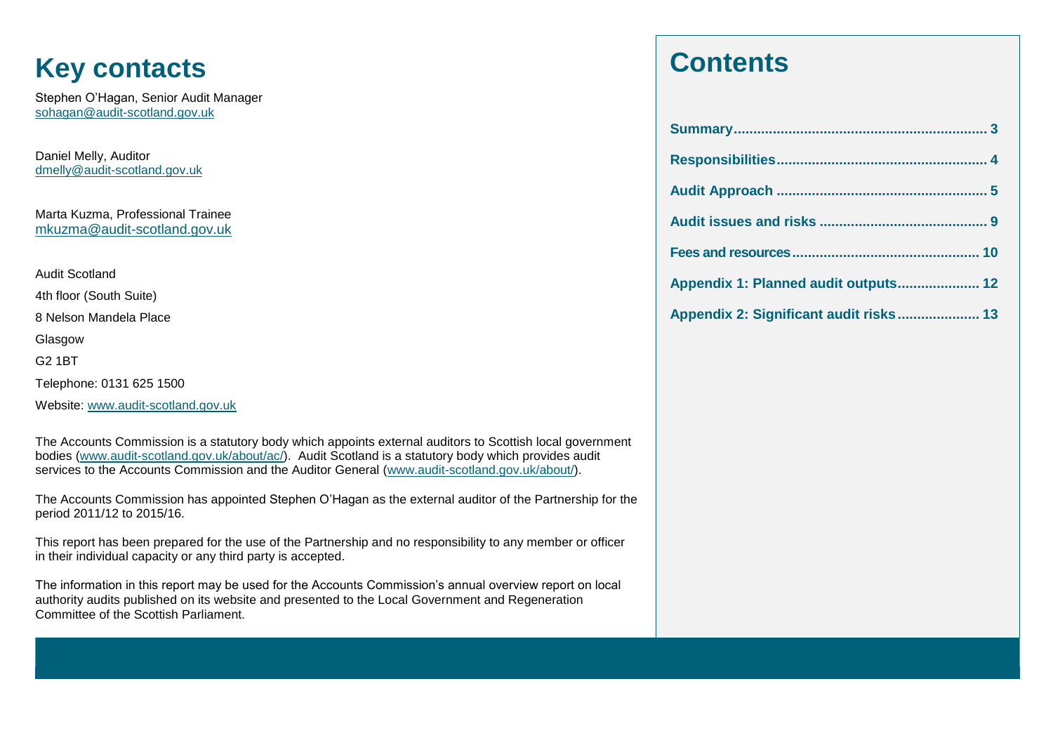# Key contacts

Stephen O'Hagan, Senior Audit Manager
sohagan@audit-scotland.gov.uk

Daniel Melly, Auditor
dmelly@audit-scotland.gov.uk

Marta Kuzma, Professional Trainee
mkuzma@audit-scotland.gov.uk

Audit Scotland

4th floor (South Suite)

8 Nelson Mandela Place

Glasgow

G2 1BT

Telephone: 0131 625 1500

Website: www.audit-scotland.gov.uk

The Accounts Commission is a statutory body which appoints external auditors to Scottish local government bodies (www.audit-scotland.gov.uk/about/ac/). Audit Scotland is a statutory body which provides audit services to the Accounts Commission and the Auditor General (www.audit-scotland.gov.uk/about/).

The Accounts Commission has appointed Stephen O'Hagan as the external auditor of the Partnership for the period 2011/12 to 2015/16.

This report has been prepared for the use of the Partnership and no responsibility to any member or officer in their individual capacity or any third party is accepted.

The information in this report may be used for the Accounts Commission's annual overview report on local authority audits published on its website and presented to the Local Government and Regeneration Committee of the Scottish Parliament.

# Contents

- Summary ........ 3
- Responsibilities ........ 4
- Audit Approach ........ 5
- Audit issues and risks ........ 9
- Fees and resources ........ 10
- Appendix 1: Planned audit outputs ........ 12
- Appendix 2: Significant audit risks ........ 13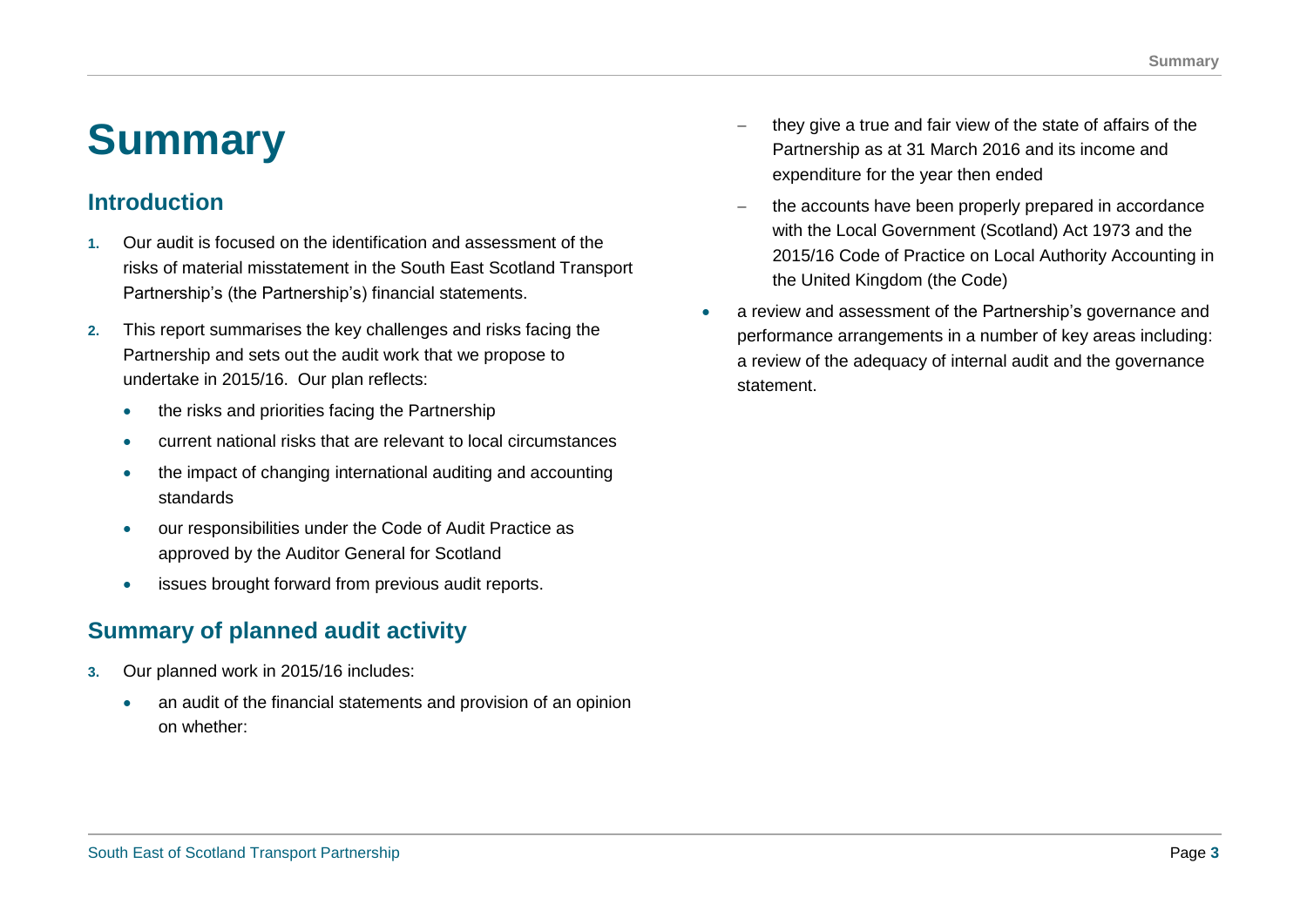# Summary

## Introduction

1. Our audit is focused on the identification and assessment of the risks of material misstatement in the South East Scotland Transport Partnership's (the Partnership's) financial statements.

2. This report summarises the key challenges and risks facing the Partnership and sets out the audit work that we propose to undertake in 2015/16. Our plan reflects:

   - the risks and priorities facing the Partnership
   - current national risks that are relevant to local circumstances
   - the impact of changing international auditing and accounting standards
   - our responsibilities under the Code of Audit Practice as approved by the Auditor General for Scotland
   - issues brought forward from previous audit reports.

## Summary of planned audit activity

3. Our planned work in 2015/16 includes:

   - an audit of the financial statements and provision of an opinion on whether:
     - they give a true and fair view of the state of affairs of the Partnership as at 31 March 2016 and its income and expenditure for the year then ended
     - the accounts have been properly prepared in accordance with the Local Government (Scotland) Act 1973 and the 2015/16 Code of Practice on Local Authority Accounting in the United Kingdom (the Code)
   - a review and assessment of the Partnership's governance and performance arrangements in a number of key areas including: a review of the adequacy of internal audit and the governance statement.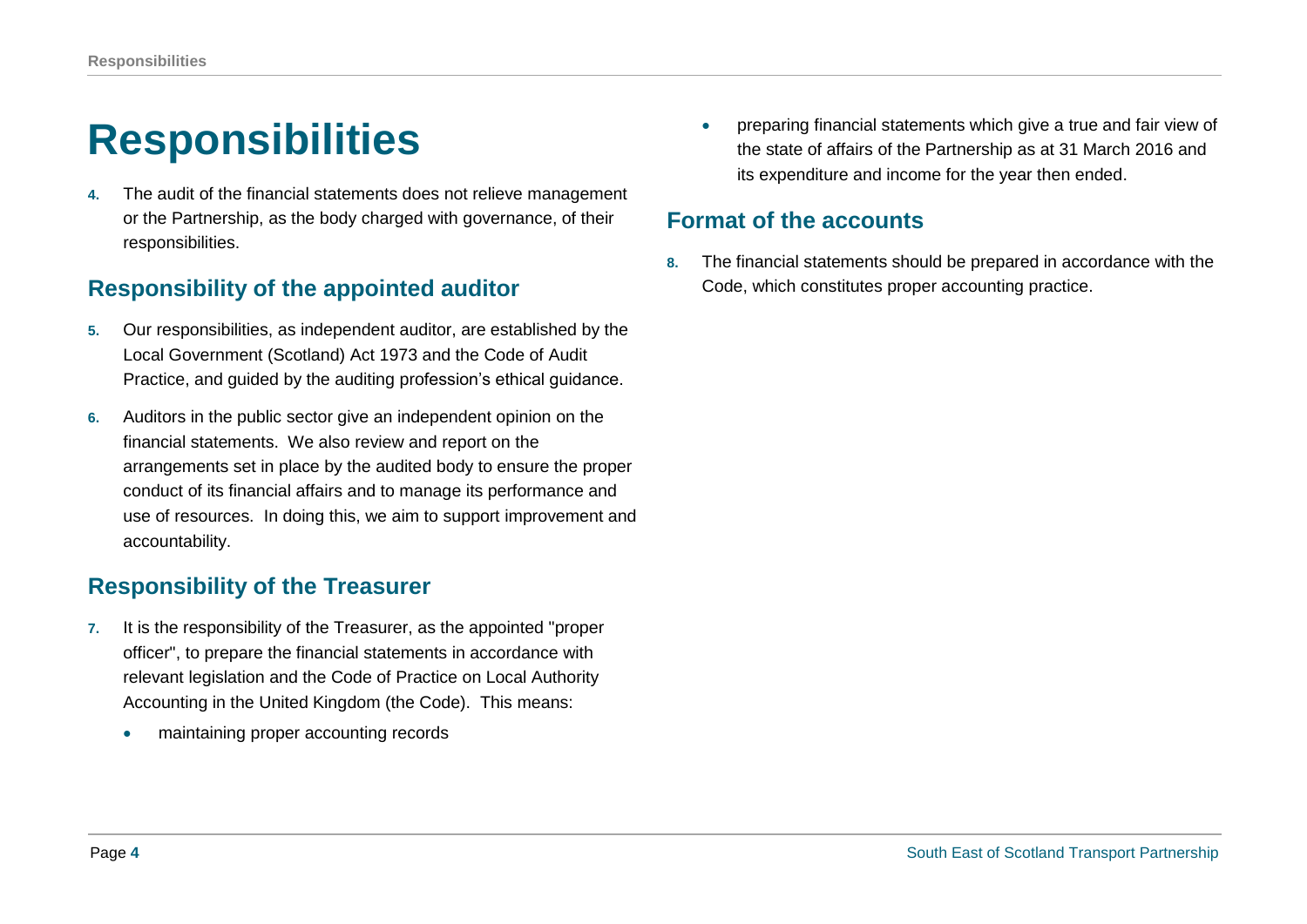# Responsibilities

4. The audit of the financial statements does not relieve management or the Partnership, as the body charged with governance, of their responsibilities.

## Responsibility of the appointed auditor

5. Our responsibilities, as independent auditor, are established by the Local Government (Scotland) Act 1973 and the Code of Audit Practice, and guided by the auditing profession's ethical guidance.

6. Auditors in the public sector give an independent opinion on the financial statements. We also review and report on the arrangements set in place by the audited body to ensure the proper conduct of its financial affairs and to manage its performance and use of resources. In doing this, we aim to support improvement and accountability.

## Responsibility of the Treasurer

7. It is the responsibility of the Treasurer, as the appointed "proper officer", to prepare the financial statements in accordance with relevant legislation and the Code of Practice on Local Authority Accounting in the United Kingdom (the Code). This means:

   - maintaining proper accounting records
   - preparing financial statements which give a true and fair view of the state of affairs of the Partnership as at 31 March 2016 and its expenditure and income for the year then ended.

## Format of the accounts

8. The financial statements should be prepared in accordance with the Code, which constitutes proper accounting practice.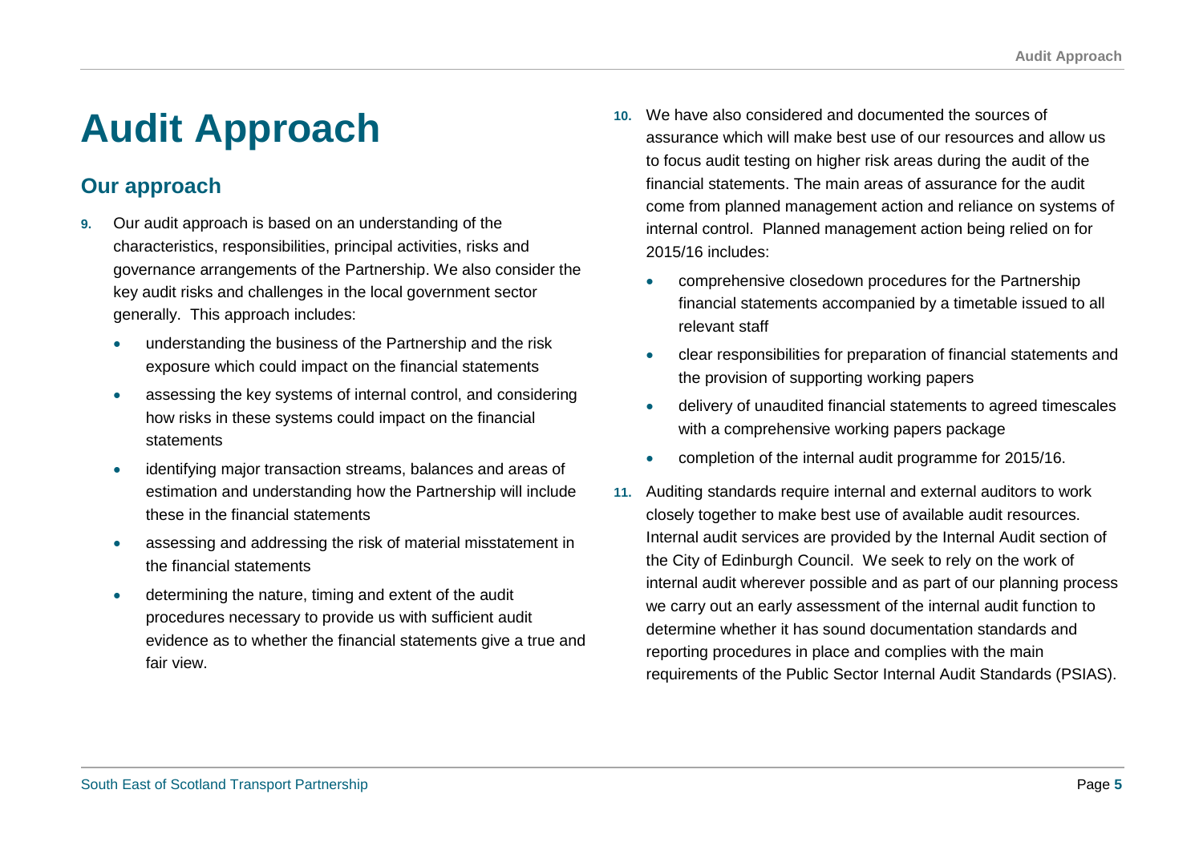# Audit Approach

## Our approach

9. Our audit approach is based on an understanding of the characteristics, responsibilities, principal activities, risks and governance arrangements of the Partnership. We also consider the key audit risks and challenges in the local government sector generally. This approach includes:

   - understanding the business of the Partnership and the risk exposure which could impact on the financial statements
   - assessing the key systems of internal control, and considering how risks in these systems could impact on the financial statements
   - identifying major transaction streams, balances and areas of estimation and understanding how the Partnership will include these in the financial statements
   - assessing and addressing the risk of material misstatement in the financial statements
   - determining the nature, timing and extent of the audit procedures necessary to provide us with sufficient audit evidence as to whether the financial statements give a true and fair view.

10. We have also considered and documented the sources of assurance which will make best use of our resources and allow us to focus audit testing on higher risk areas during the audit of the financial statements. The main areas of assurance for the audit come from planned management action and reliance on systems of internal control. Planned management action being relied on for 2015/16 includes:

    - comprehensive closedown procedures for the Partnership financial statements accompanied by a timetable issued to all relevant staff
    - clear responsibilities for preparation of financial statements and the provision of supporting working papers
    - delivery of unaudited financial statements to agreed timescales with a comprehensive working papers package
    - completion of the internal audit programme for 2015/16.

11. Auditing standards require internal and external auditors to work closely together to make best use of available audit resources. Internal audit services are provided by the Internal Audit section of the City of Edinburgh Council. We seek to rely on the work of internal audit wherever possible and as part of our planning process we carry out an early assessment of the internal audit function to determine whether it has sound documentation standards and reporting procedures in place and complies with the main requirements of the Public Sector Internal Audit Standards (PSIAS).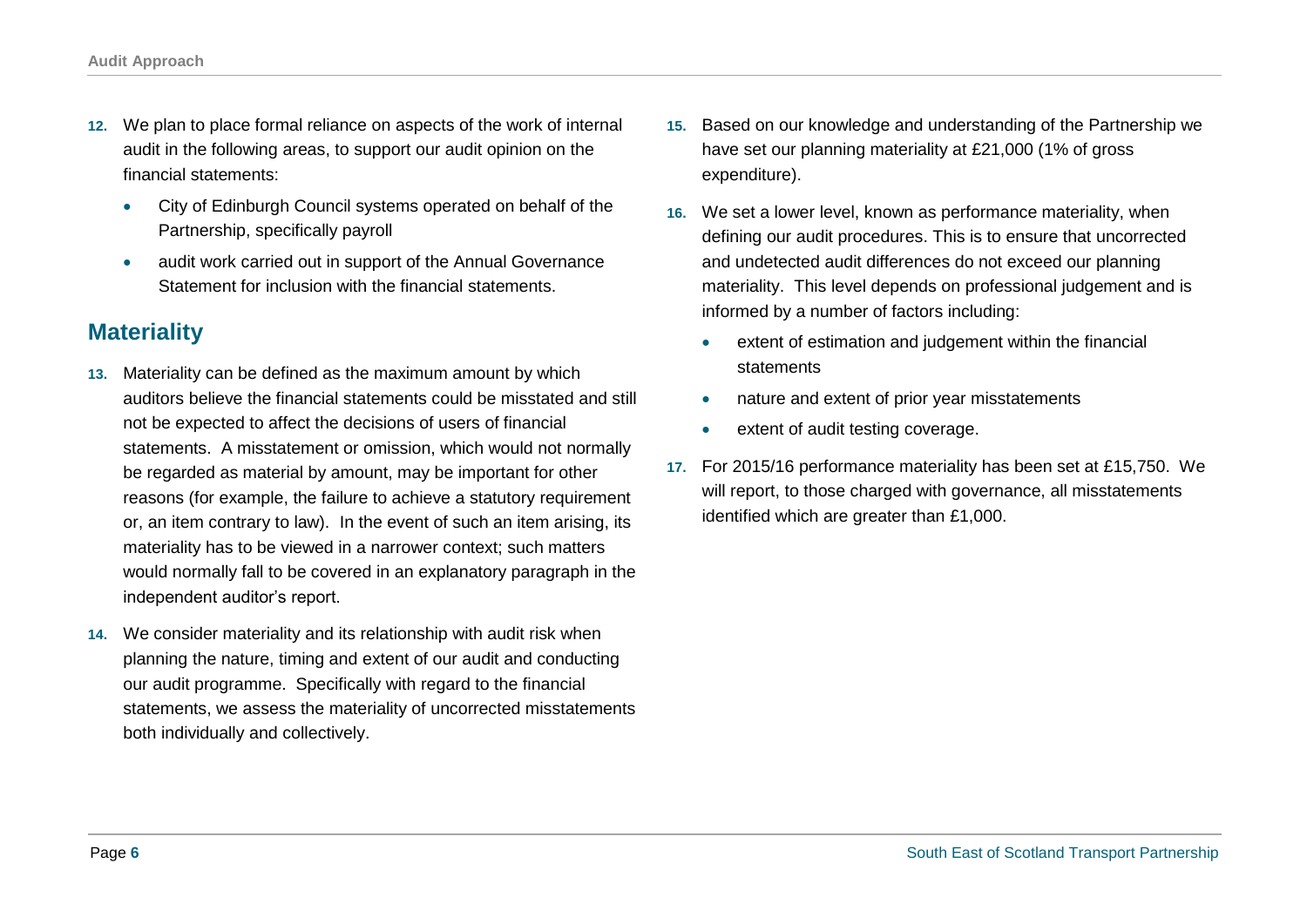12. We plan to place formal reliance on aspects of the work of internal audit in the following areas, to support our audit opinion on the financial statements:

    - City of Edinburgh Council systems operated on behalf of the Partnership, specifically payroll
    - audit work carried out in support of the Annual Governance Statement for inclusion with the financial statements.

## Materiality

13. Materiality can be defined as the maximum amount by which auditors believe the financial statements could be misstated and still not be expected to affect the decisions of users of financial statements. A misstatement or omission, which would not normally be regarded as material by amount, may be important for other reasons (for example, the failure to achieve a statutory requirement or, an item contrary to law). In the event of such an item arising, its materiality has to be viewed in a narrower context; such matters would normally fall to be covered in an explanatory paragraph in the independent auditor's report.

14. We consider materiality and its relationship with audit risk when planning the nature, timing and extent of our audit and conducting our audit programme. Specifically with regard to the financial statements, we assess the materiality of uncorrected misstatements both individually and collectively.

15. Based on our knowledge and understanding of the Partnership we have set our planning materiality at £21,000 (1% of gross expenditure).

16. We set a lower level, known as performance materiality, when defining our audit procedures. This is to ensure that uncorrected and undetected audit differences do not exceed our planning materiality. This level depends on professional judgement and is informed by a number of factors including:

    - extent of estimation and judgement within the financial statements
    - nature and extent of prior year misstatements
    - extent of audit testing coverage.

17. For 2015/16 performance materiality has been set at £15,750. We will report, to those charged with governance, all misstatements identified which are greater than £1,000.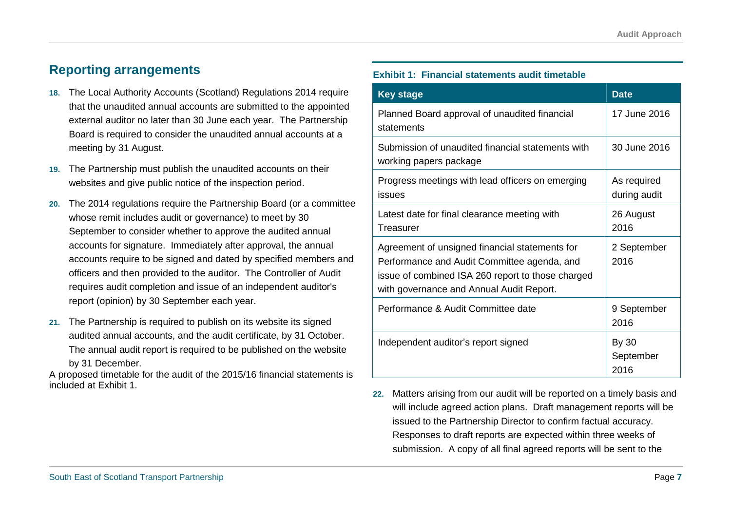## Reporting arrangements

18. The Local Authority Accounts (Scotland) Regulations 2014 require that the unaudited annual accounts are submitted to the appointed external auditor no later than 30 June each year. The Partnership Board is required to consider the unaudited annual accounts at a meeting by 31 August.

19. The Partnership must publish the unaudited accounts on their websites and give public notice of the inspection period.

20. The 2014 regulations require the Partnership Board (or a committee whose remit includes audit or governance) to meet by 30 September to consider whether to approve the audited annual accounts for signature. Immediately after approval, the annual accounts require to be signed and dated by specified members and officers and then provided to the auditor. The Controller of Audit requires audit completion and issue of an independent auditor's report (opinion) by 30 September each year.

21. The Partnership is required to publish on its website its signed audited annual accounts, and the audit certificate, by 31 October. The annual audit report is required to be published on the website by 31 December.

A proposed timetable for the audit of the 2015/16 financial statements is included at Exhibit 1.

**Exhibit 1: Financial statements audit timetable**

| Key stage | Date |
|---|---|
| Planned Board approval of unaudited financial statements | 17 June 2016 |
| Submission of unaudited financial statements with working papers package | 30 June 2016 |
| Progress meetings with lead officers on emerging issues | As required during audit |
| Latest date for final clearance meeting with Treasurer | 26 August 2016 |
| Agreement of unsigned financial statements for Performance and Audit Committee agenda, and issue of combined ISA 260 report to those charged with governance and Annual Audit Report. | 2 September 2016 |
| Performance & Audit Committee date | 9 September 2016 |
| Independent auditor's report signed | By 30 September 2016 |

22. Matters arising from our audit will be reported on a timely basis and will include agreed action plans. Draft management reports will be issued to the Partnership Director to confirm factual accuracy. Responses to draft reports are expected within three weeks of submission. A copy of all final agreed reports will be sent to the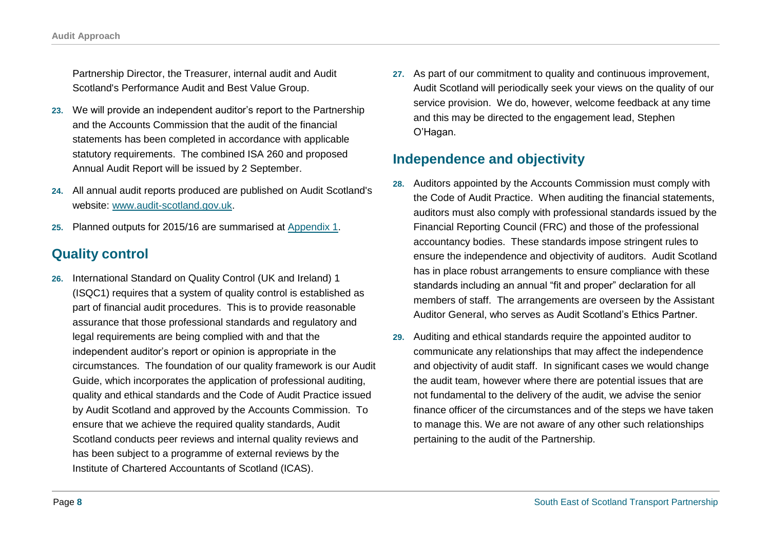Partnership Director, the Treasurer, internal audit and Audit Scotland's Performance Audit and Best Value Group.

23. We will provide an independent auditor's report to the Partnership and the Accounts Commission that the audit of the financial statements has been completed in accordance with applicable statutory requirements. The combined ISA 260 and proposed Annual Audit Report will be issued by 2 September.

24. All annual audit reports produced are published on Audit Scotland's website: www.audit-scotland.gov.uk.

25. Planned outputs for 2015/16 are summarised at Appendix 1.

## Quality control

26. International Standard on Quality Control (UK and Ireland) 1 (ISQC1) requires that a system of quality control is established as part of financial audit procedures. This is to provide reasonable assurance that those professional standards and regulatory and legal requirements are being complied with and that the independent auditor's report or opinion is appropriate in the circumstances. The foundation of our quality framework is our Audit Guide, which incorporates the application of professional auditing, quality and ethical standards and the Code of Audit Practice issued by Audit Scotland and approved by the Accounts Commission. To ensure that we achieve the required quality standards, Audit Scotland conducts peer reviews and internal quality reviews and has been subject to a programme of external reviews by the Institute of Chartered Accountants of Scotland (ICAS).

27. As part of our commitment to quality and continuous improvement, Audit Scotland will periodically seek your views on the quality of our service provision. We do, however, welcome feedback at any time and this may be directed to the engagement lead, Stephen O'Hagan.

## Independence and objectivity

28. Auditors appointed by the Accounts Commission must comply with the Code of Audit Practice. When auditing the financial statements, auditors must also comply with professional standards issued by the Financial Reporting Council (FRC) and those of the professional accountancy bodies. These standards impose stringent rules to ensure the independence and objectivity of auditors. Audit Scotland has in place robust arrangements to ensure compliance with these standards including an annual "fit and proper" declaration for all members of staff. The arrangements are overseen by the Assistant Auditor General, who serves as Audit Scotland's Ethics Partner.

29. Auditing and ethical standards require the appointed auditor to communicate any relationships that may affect the independence and objectivity of audit staff. In significant cases we would change the audit team, however where there are potential issues that are not fundamental to the delivery of the audit, we advise the senior finance officer of the circumstances and of the steps we have taken to manage this. We are not aware of any other such relationships pertaining to the audit of the Partnership.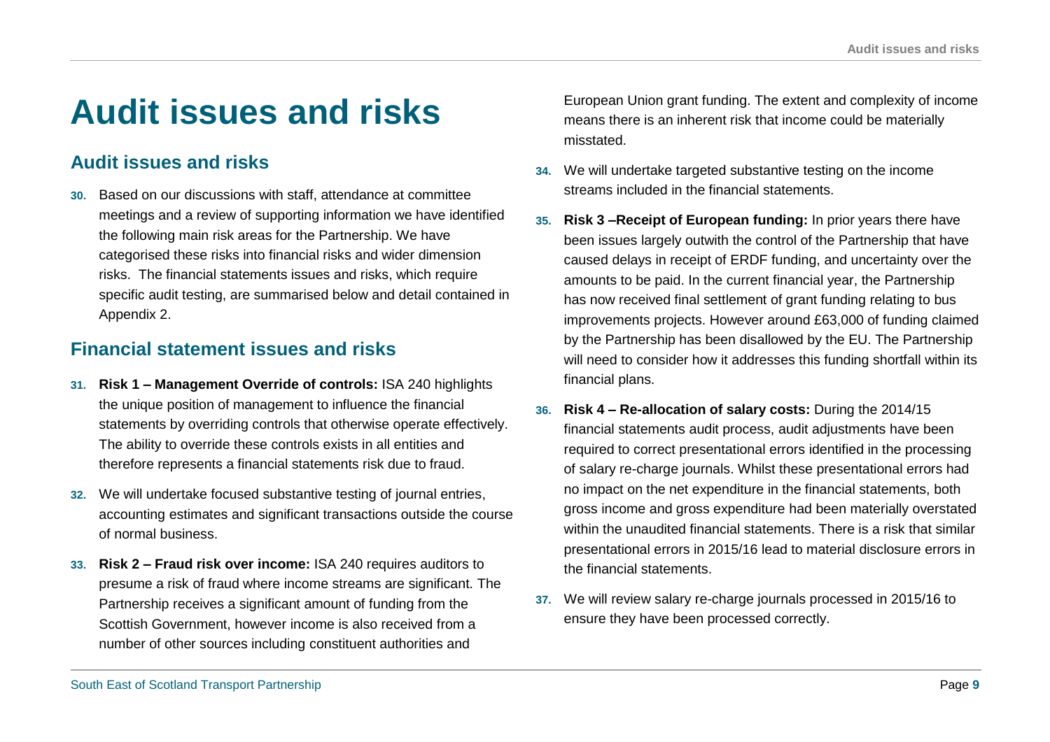# Audit issues and risks

## Audit issues and risks

**30.** Based on our discussions with staff, attendance at committee meetings and a review of supporting information we have identified the following main risk areas for the Partnership. We have categorised these risks into financial risks and wider dimension risks. The financial statements issues and risks, which require specific audit testing, are summarised below and detail contained in Appendix 2.

## Financial statement issues and risks

**31.** **Risk 1 – Management Override of controls:** ISA 240 highlights the unique position of management to influence the financial statements by overriding controls that otherwise operate effectively. The ability to override these controls exists in all entities and therefore represents a financial statements risk due to fraud.

**32.** We will undertake focused substantive testing of journal entries, accounting estimates and significant transactions outside the course of normal business.

**33.** **Risk 2 – Fraud risk over income:** ISA 240 requires auditors to presume a risk of fraud where income streams are significant. The Partnership receives a significant amount of funding from the Scottish Government, however income is also received from a number of other sources including constituent authorities and European Union grant funding. The extent and complexity of income means there is an inherent risk that income could be materially misstated.

**34.** We will undertake targeted substantive testing on the income streams included in the financial statements.

**35.** **Risk 3 –Receipt of European funding:** In prior years there have been issues largely outwith the control of the Partnership that have caused delays in receipt of ERDF funding, and uncertainty over the amounts to be paid. In the current financial year, the Partnership has now received final settlement of grant funding relating to bus improvements projects. However around £63,000 of funding claimed by the Partnership has been disallowed by the EU. The Partnership will need to consider how it addresses this funding shortfall within its financial plans.

**36.** **Risk 4 – Re-allocation of salary costs:** During the 2014/15 financial statements audit process, audit adjustments have been required to correct presentational errors identified in the processing of salary re-charge journals. Whilst these presentational errors had no impact on the net expenditure in the financial statements, both gross income and gross expenditure had been materially overstated within the unaudited financial statements. There is a risk that similar presentational errors in 2015/16 lead to material disclosure errors in the financial statements.

**37.** We will review salary re-charge journals processed in 2015/16 to ensure they have been processed correctly.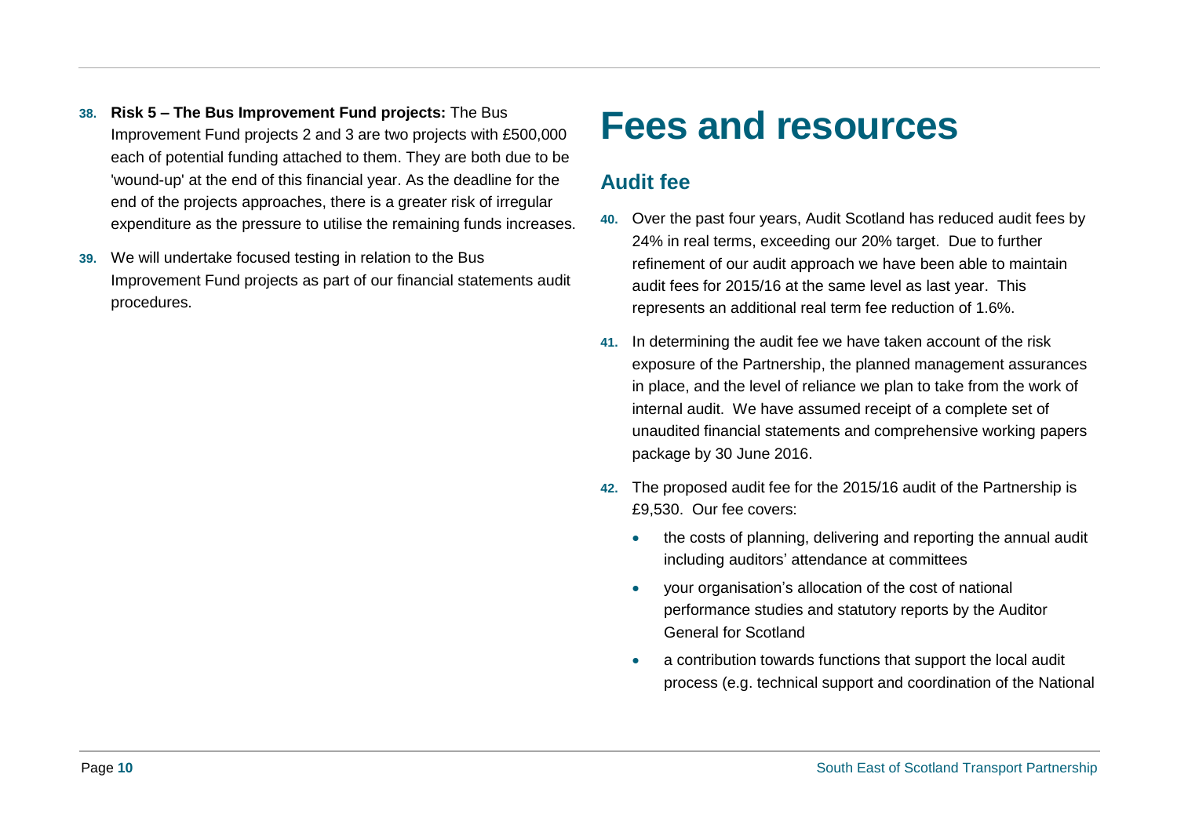38. **Risk 5 – The Bus Improvement Fund projects:** The Bus Improvement Fund projects 2 and 3 are two projects with £500,000 each of potential funding attached to them. They are both due to be 'wound-up' at the end of this financial year. As the deadline for the end of the projects approaches, there is a greater risk of irregular expenditure as the pressure to utilise the remaining funds increases.

39. We will undertake focused testing in relation to the Bus Improvement Fund projects as part of our financial statements audit procedures.

# Fees and resources

## Audit fee

40. Over the past four years, Audit Scotland has reduced audit fees by 24% in real terms, exceeding our 20% target. Due to further refinement of our audit approach we have been able to maintain audit fees for 2015/16 at the same level as last year. This represents an additional real term fee reduction of 1.6%.

41. In determining the audit fee we have taken account of the risk exposure of the Partnership, the planned management assurances in place, and the level of reliance we plan to take from the work of internal audit. We have assumed receipt of a complete set of unaudited financial statements and comprehensive working papers package by 30 June 2016.

42. The proposed audit fee for the 2015/16 audit of the Partnership is £9,530. Our fee covers:

- the costs of planning, delivering and reporting the annual audit including auditors' attendance at committees
- your organisation's allocation of the cost of national performance studies and statutory reports by the Auditor General for Scotland
- a contribution towards functions that support the local audit process (e.g. technical support and coordination of the National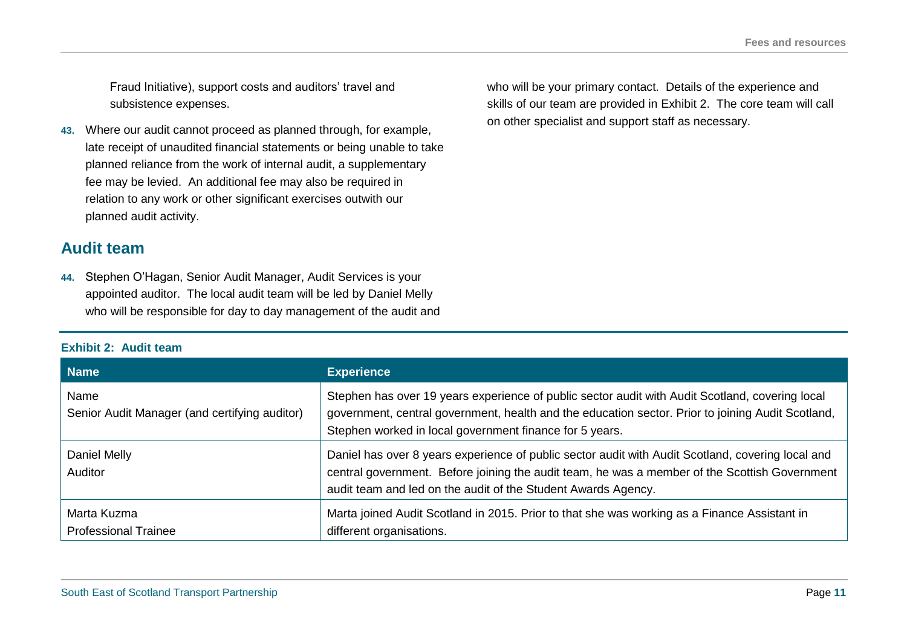Fraud Initiative), support costs and auditors' travel and subsistence expenses.

**43.** Where our audit cannot proceed as planned through, for example, late receipt of unaudited financial statements or being unable to take planned reliance from the work of internal audit, a supplementary fee may be levied. An additional fee may also be required in relation to any work or other significant exercises outwith our planned audit activity.

## Audit team

**44.** Stephen O'Hagan, Senior Audit Manager, Audit Services is your appointed auditor. The local audit team will be led by Daniel Melly who will be responsible for day to day management of the audit and who will be your primary contact. Details of the experience and skills of our team are provided in Exhibit 2. The core team will call on other specialist and support staff as necessary.

**Exhibit 2: Audit team**

| Name | Experience |
| --- | --- |
| Name<br>Senior Audit Manager (and certifying auditor) | Stephen has over 19 years experience of public sector audit with Audit Scotland, covering local government, central government, health and the education sector. Prior to joining Audit Scotland, Stephen worked in local government finance for 5 years. |
| Daniel Melly<br>Auditor | Daniel has over 8 years experience of public sector audit with Audit Scotland, covering local and central government. Before joining the audit team, he was a member of the Scottish Government audit team and led on the audit of the Student Awards Agency. |
| Marta Kuzma<br>Professional Trainee | Marta joined Audit Scotland in 2015. Prior to that she was working as a Finance Assistant in different organisations. |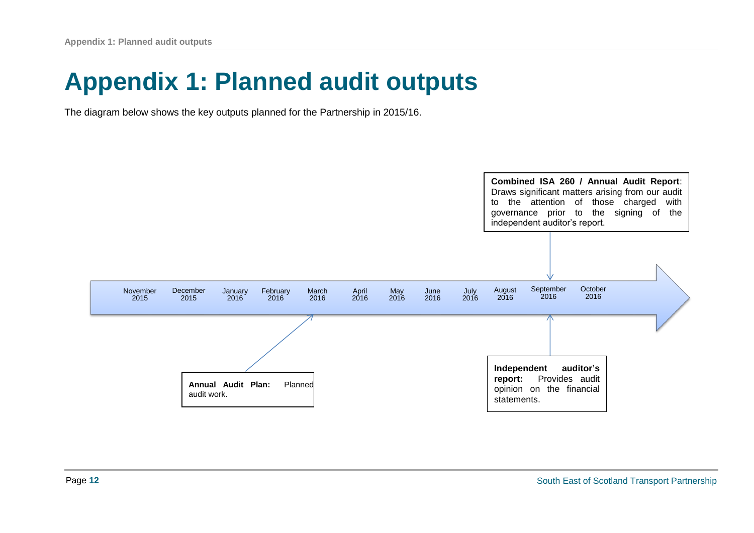# Appendix 1: Planned audit outputs

The diagram below shows the key outputs planned for the Partnership in 2015/16.

November 2015 | December 2015 | January 2016 | February 2016 | March 2016 | April 2016 | May 2016 | June 2016 | July 2016 | August 2016 | September 2016 | October 2016

**Combined ISA 260 / Annual Audit Report**: Draws significant matters arising from our audit to the attention of those charged with governance prior to the signing of the independent auditor's report.

**Annual Audit Plan:** Planned audit work.

**Independent auditor's report:** Provides audit opinion on the financial statements.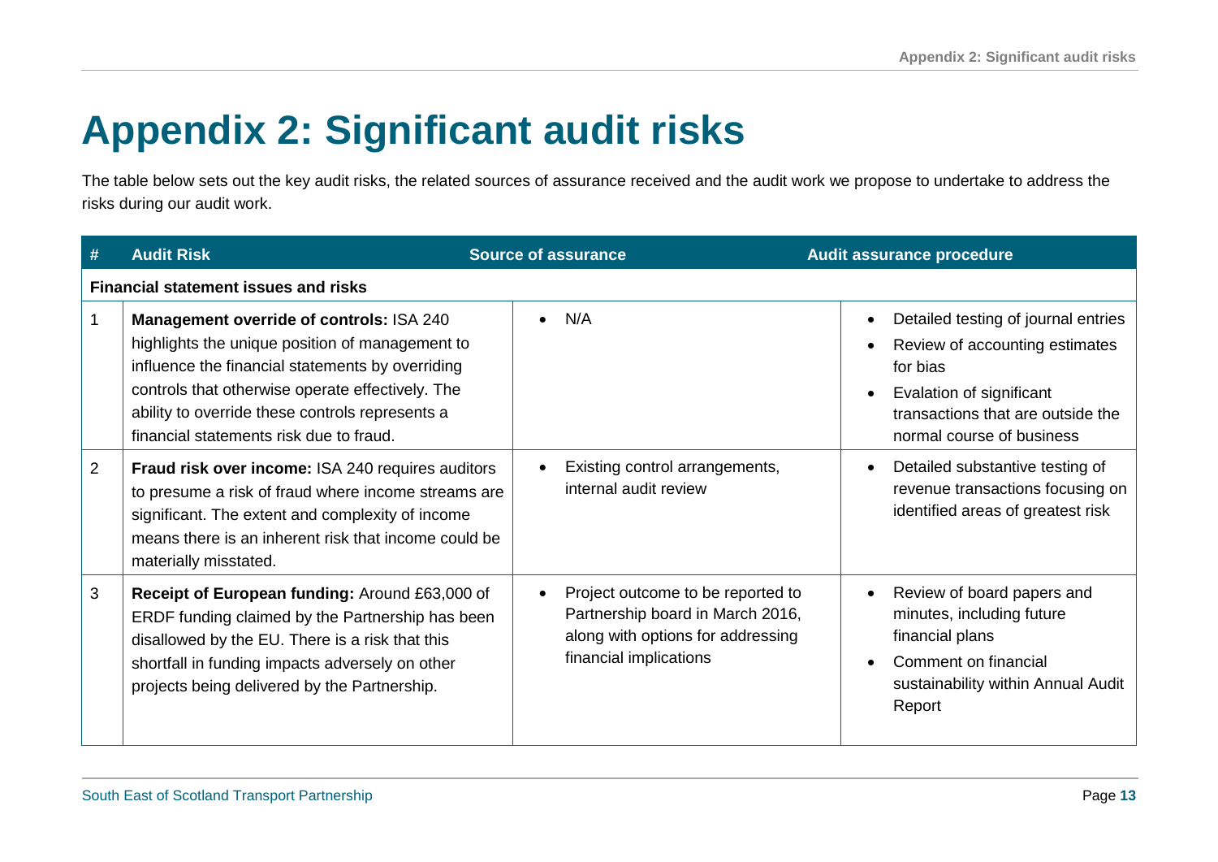# Appendix 2: Significant audit risks

The table below sets out the key audit risks, the related sources of assurance received and the audit work we propose to undertake to address the risks during our audit work.

| # | Audit Risk | Source of assurance | Audit assurance procedure |
|---|---|---|---|
| **Financial statement issues and risks** | | | |
| 1 | **Management override of controls:** ISA 240 highlights the unique position of management to influence the financial statements by overriding controls that otherwise operate effectively. The ability to override these controls represents a financial statements risk due to fraud. | • N/A | • Detailed testing of journal entries<br>• Review of accounting estimates for bias<br>• Evalation of significant transactions that are outside the normal course of business |
| 2 | **Fraud risk over income:** ISA 240 requires auditors to presume a risk of fraud where income streams are significant. The extent and complexity of income means there is an inherent risk that income could be materially misstated. | • Existing control arrangements, internal audit review | • Detailed substantive testing of revenue transactions focusing on identified areas of greatest risk |
| 3 | **Receipt of European funding:** Around £63,000 of ERDF funding claimed by the Partnership has been disallowed by the EU. There is a risk that this shortfall in funding impacts adversely on other projects being delivered by the Partnership. | • Project outcome to be reported to Partnership board in March 2016, along with options for addressing financial implications | • Review of board papers and minutes, including future financial plans<br>• Comment on financial sustainability within Annual Audit Report |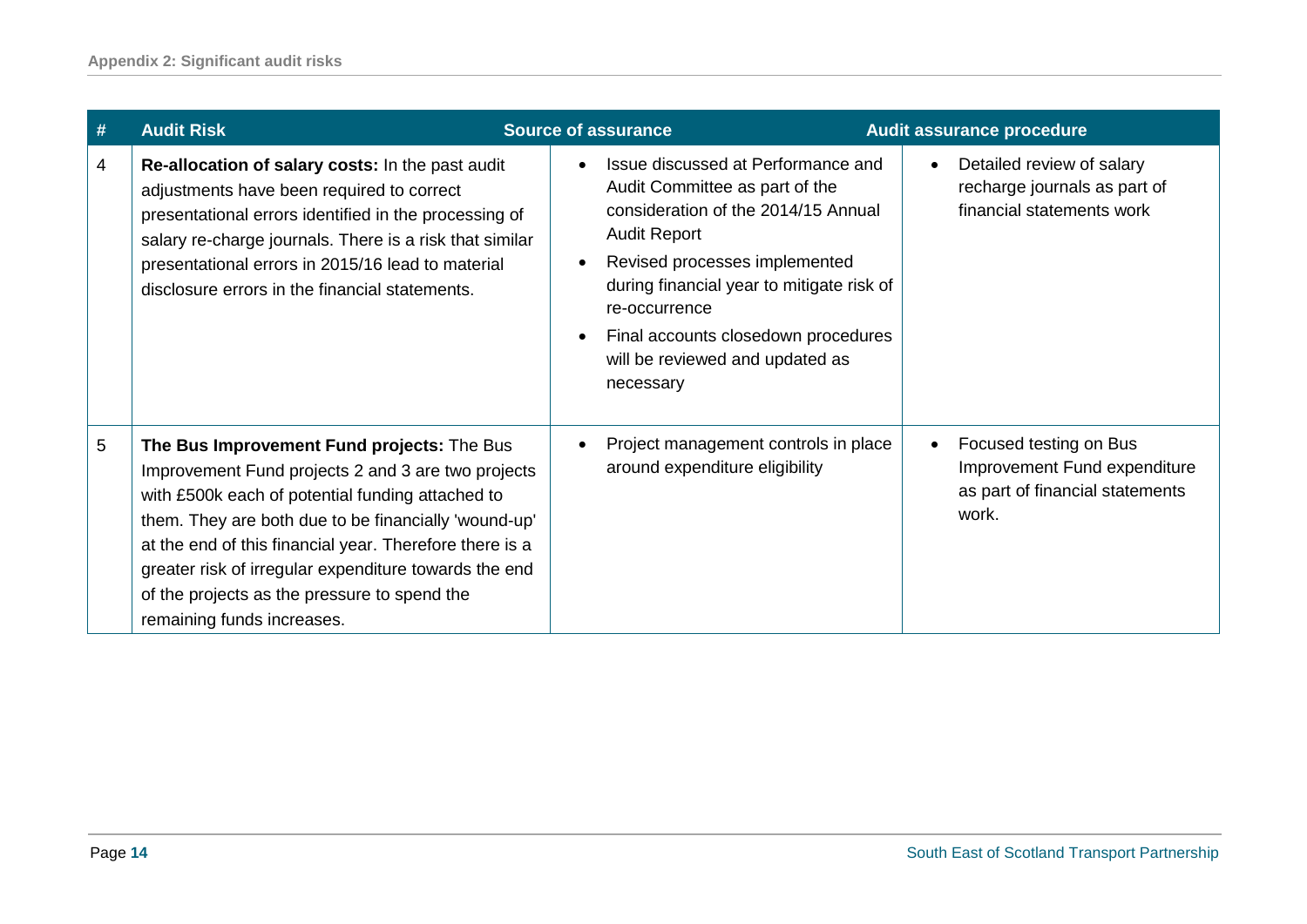| # | Audit Risk | Source of assurance | Audit assurance procedure |
|---|---|---|---|
| 4 | **Re-allocation of salary costs:** In the past audit adjustments have been required to correct presentational errors identified in the processing of salary re-charge journals. There is a risk that similar presentational errors in 2015/16 lead to material disclosure errors in the financial statements. | • Issue discussed at Performance and Audit Committee as part of the consideration of the 2014/15 Annual Audit Report<br>• Revised processes implemented during financial year to mitigate risk of re-occurrence<br>• Final accounts closedown procedures will be reviewed and updated as necessary | • Detailed review of salary recharge journals as part of financial statements work |
| 5 | **The Bus Improvement Fund projects:** The Bus Improvement Fund projects 2 and 3 are two projects with £500k each of potential funding attached to them. They are both due to be financially 'wound-up' at the end of this financial year. Therefore there is a greater risk of irregular expenditure towards the end of the projects as the pressure to spend the remaining funds increases. | • Project management controls in place around expenditure eligibility | • Focused testing on Bus Improvement Fund expenditure as part of financial statements work. |